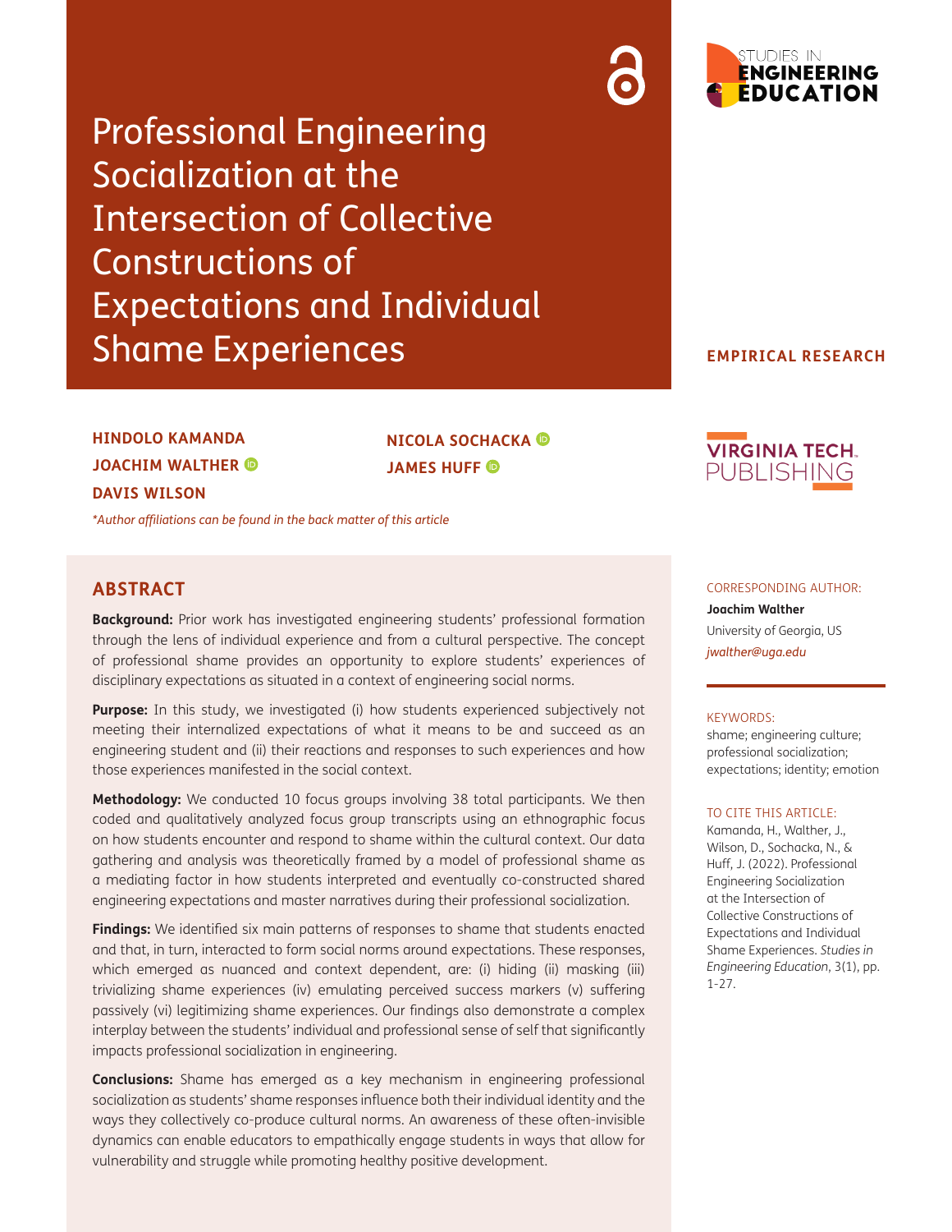# Professional Engineering Socialization at the Intersection of Collective Constructions of Expectations and Individual Shame Experiences

STUDIES IN ENGINEERING EDUCATION

**EMPIRICAL RESEARCH**

**HINDOLO KAMANDA**
**JOACHIM WALTHER**
**DAVIS WILSON**
**NICOLA SOCHACKA**
**JAMES HUFF**

VIRGINIA TECH PUBLISHING

*\*Author affiliations can be found in the back matter of this article*

## ABSTRACT

**Background:** Prior work has investigated engineering students' professional formation through the lens of individual experience and from a cultural perspective. The concept of professional shame provides an opportunity to explore students' experiences of disciplinary expectations as situated in a context of engineering social norms.

**Purpose:** In this study, we investigated (i) how students experienced subjectively not meeting their internalized expectations of what it means to be and succeed as an engineering student and (ii) their reactions and responses to such experiences and how those experiences manifested in the social context.

**Methodology:** We conducted 10 focus groups involving 38 total participants. We then coded and qualitatively analyzed focus group transcripts using an ethnographic focus on how students encounter and respond to shame within the cultural context. Our data gathering and analysis was theoretically framed by a model of professional shame as a mediating factor in how students interpreted and eventually co-constructed shared engineering expectations and master narratives during their professional socialization.

**Findings:** We identified six main patterns of responses to shame that students enacted and that, in turn, interacted to form social norms around expectations. These responses, which emerged as nuanced and context dependent, are: (i) hiding (ii) masking (iii) trivializing shame experiences (iv) emulating perceived success markers (v) suffering passively (vi) legitimizing shame experiences. Our findings also demonstrate a complex interplay between the students' individual and professional sense of self that significantly impacts professional socialization in engineering.

**Conclusions:** Shame has emerged as a key mechanism in engineering professional socialization as students' shame responses influence both their individual identity and the ways they collectively co-produce cultural norms. An awareness of these often-invisible dynamics can enable educators to empathically engage students in ways that allow for vulnerability and struggle while promoting healthy positive development.

CORRESPONDING AUTHOR:

**Joachim Walther**
University of Georgia, US
*jwalther@uga.edu*

KEYWORDS:

shame; engineering culture; professional socialization; expectations; identity; emotion

TO CITE THIS ARTICLE:

Kamanda, H., Walther, J., Wilson, D., Sochacka, N., & Huff, J. (2022). Professional Engineering Socialization at the Intersection of Collective Constructions of Expectations and Individual Shame Experiences. *Studies in Engineering Education*, 3(1), pp. 1-27.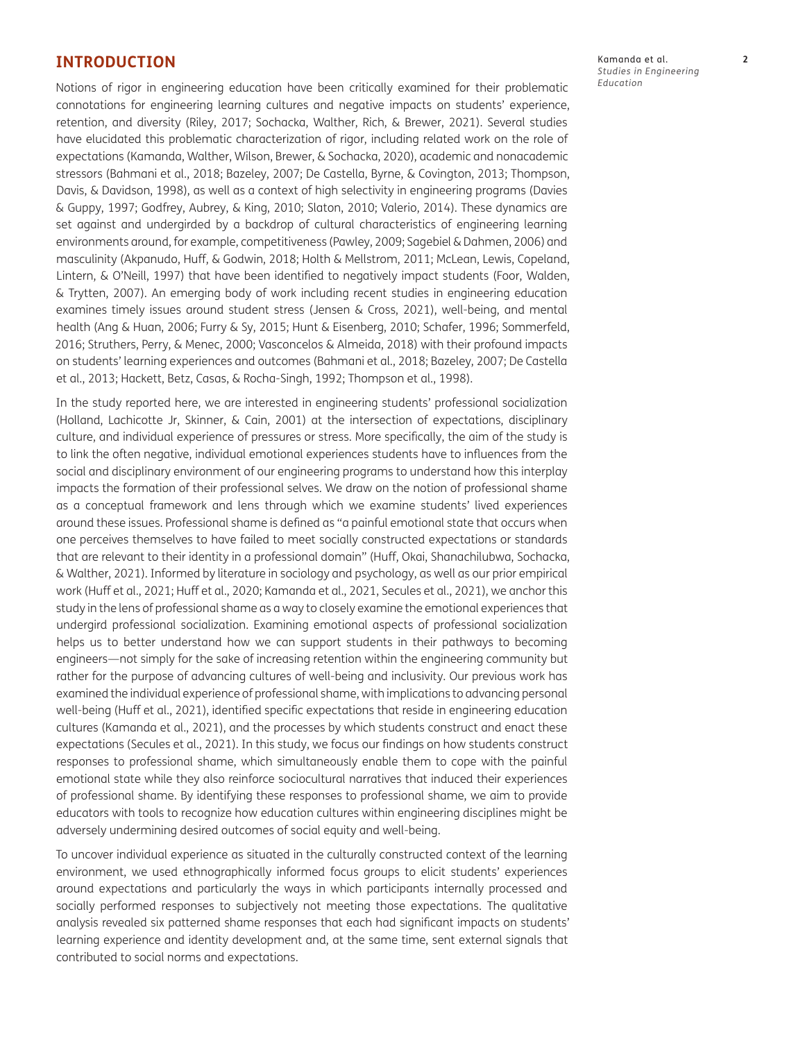## INTRODUCTION

Notions of rigor in engineering education have been critically examined for their problematic connotations for engineering learning cultures and negative impacts on students' experience, retention, and diversity (Riley, 2017; Sochacka, Walther, Rich, & Brewer, 2021). Several studies have elucidated this problematic characterization of rigor, including related work on the role of expectations (Kamanda, Walther, Wilson, Brewer, & Sochacka, 2020), academic and nonacademic stressors (Bahmani et al., 2018; Bazeley, 2007; De Castella, Byrne, & Covington, 2013; Thompson, Davis, & Davidson, 1998), as well as a context of high selectivity in engineering programs (Davies & Guppy, 1997; Godfrey, Aubrey, & King, 2010; Slaton, 2010; Valerio, 2014). These dynamics are set against and undergirded by a backdrop of cultural characteristics of engineering learning environments around, for example, competitiveness (Pawley, 2009; Sagebiel & Dahmen, 2006) and masculinity (Akpanudo, Huff, & Godwin, 2018; Holth & Mellstrom, 2011; McLean, Lewis, Copeland, Lintern, & O'Neill, 1997) that have been identified to negatively impact students (Foor, Walden, & Trytten, 2007). An emerging body of work including recent studies in engineering education examines timely issues around student stress (Jensen & Cross, 2021), well-being, and mental health (Ang & Huan, 2006; Furry & Sy, 2015; Hunt & Eisenberg, 2010; Schafer, 1996; Sommerfeld, 2016; Struthers, Perry, & Menec, 2000; Vasconcelos & Almeida, 2018) with their profound impacts on students' learning experiences and outcomes (Bahmani et al., 2018; Bazeley, 2007; De Castella et al., 2013; Hackett, Betz, Casas, & Rocha-Singh, 1992; Thompson et al., 1998).

In the study reported here, we are interested in engineering students' professional socialization (Holland, Lachicotte Jr, Skinner, & Cain, 2001) at the intersection of expectations, disciplinary culture, and individual experience of pressures or stress. More specifically, the aim of the study is to link the often negative, individual emotional experiences students have to influences from the social and disciplinary environment of our engineering programs to understand how this interplay impacts the formation of their professional selves. We draw on the notion of professional shame as a conceptual framework and lens through which we examine students' lived experiences around these issues. Professional shame is defined as "a painful emotional state that occurs when one perceives themselves to have failed to meet socially constructed expectations or standards that are relevant to their identity in a professional domain" (Huff, Okai, Shanachilubwa, Sochacka, & Walther, 2021). Informed by literature in sociology and psychology, as well as our prior empirical work (Huff et al., 2021; Huff et al., 2020; Kamanda et al., 2021, Secules et al., 2021), we anchor this study in the lens of professional shame as a way to closely examine the emotional experiences that undergird professional socialization. Examining emotional aspects of professional socialization helps us to better understand how we can support students in their pathways to becoming engineers—not simply for the sake of increasing retention within the engineering community but rather for the purpose of advancing cultures of well-being and inclusivity. Our previous work has examined the individual experience of professional shame, with implications to advancing personal well-being (Huff et al., 2021), identified specific expectations that reside in engineering education cultures (Kamanda et al., 2021), and the processes by which students construct and enact these expectations (Secules et al., 2021). In this study, we focus our findings on how students construct responses to professional shame, which simultaneously enable them to cope with the painful emotional state while they also reinforce sociocultural narratives that induced their experiences of professional shame. By identifying these responses to professional shame, we aim to provide educators with tools to recognize how education cultures within engineering disciplines might be adversely undermining desired outcomes of social equity and well-being.

To uncover individual experience as situated in the culturally constructed context of the learning environment, we used ethnographically informed focus groups to elicit students' experiences around expectations and particularly the ways in which participants internally processed and socially performed responses to subjectively not meeting those expectations. The qualitative analysis revealed six patterned shame responses that each had significant impacts on students' learning experience and identity development and, at the same time, sent external signals that contributed to social norms and expectations.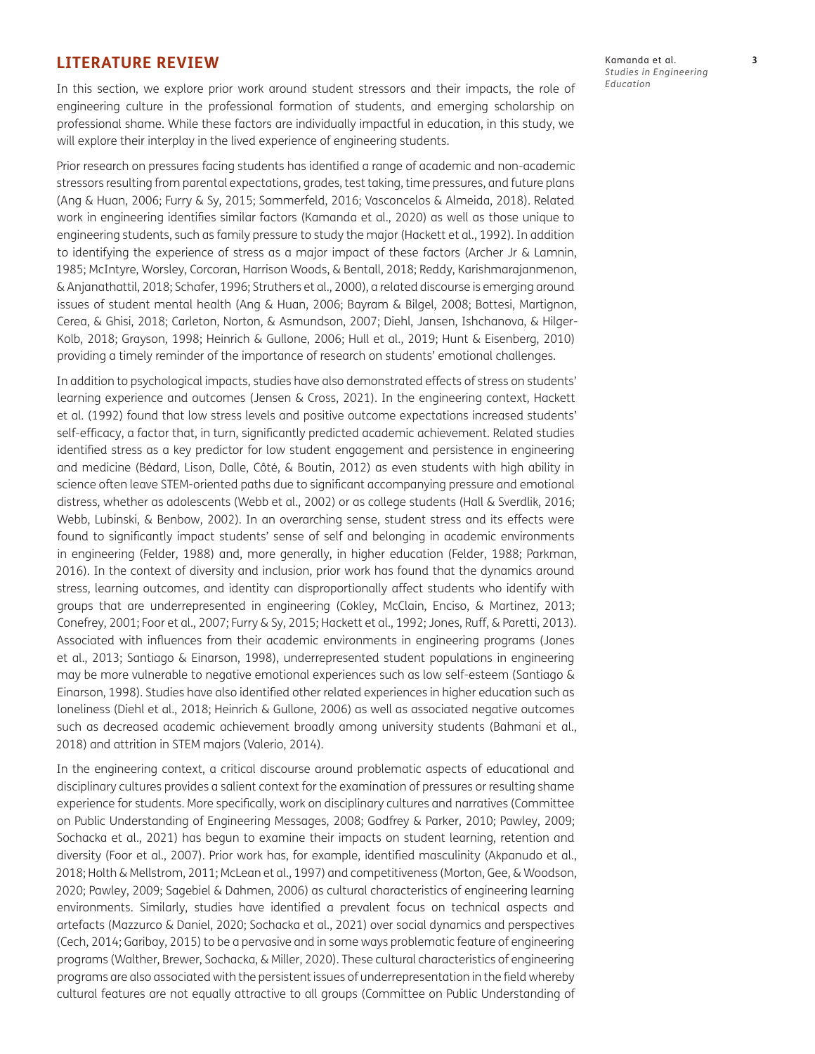## LITERATURE REVIEW

In this section, we explore prior work around student stressors and their impacts, the role of engineering culture in the professional formation of students, and emerging scholarship on professional shame. While these factors are individually impactful in education, in this study, we will explore their interplay in the lived experience of engineering students.

Prior research on pressures facing students has identified a range of academic and non-academic stressors resulting from parental expectations, grades, test taking, time pressures, and future plans (Ang & Huan, 2006; Furry & Sy, 2015; Sommerfeld, 2016; Vasconcelos & Almeida, 2018). Related work in engineering identifies similar factors (Kamanda et al., 2020) as well as those unique to engineering students, such as family pressure to study the major (Hackett et al., 1992). In addition to identifying the experience of stress as a major impact of these factors (Archer Jr & Lamnin, 1985; McIntyre, Worsley, Corcoran, Harrison Woods, & Bentall, 2018; Reddy, Karishmarajanmenon, & Anjanathattil, 2018; Schafer, 1996; Struthers et al., 2000), a related discourse is emerging around issues of student mental health (Ang & Huan, 2006; Bayram & Bilgel, 2008; Bottesi, Martignon, Cerea, & Ghisi, 2018; Carleton, Norton, & Asmundson, 2007; Diehl, Jansen, Ishchanova, & Hilger-Kolb, 2018; Grayson, 1998; Heinrich & Gullone, 2006; Hull et al., 2019; Hunt & Eisenberg, 2010) providing a timely reminder of the importance of research on students' emotional challenges.

In addition to psychological impacts, studies have also demonstrated effects of stress on students' learning experience and outcomes (Jensen & Cross, 2021). In the engineering context, Hackett et al. (1992) found that low stress levels and positive outcome expectations increased students' self-efficacy, a factor that, in turn, significantly predicted academic achievement. Related studies identified stress as a key predictor for low student engagement and persistence in engineering and medicine (Bédard, Lison, Dalle, Côté, & Boutin, 2012) as even students with high ability in science often leave STEM-oriented paths due to significant accompanying pressure and emotional distress, whether as adolescents (Webb et al., 2002) or as college students (Hall & Sverdlik, 2016; Webb, Lubinski, & Benbow, 2002). In an overarching sense, student stress and its effects were found to significantly impact students' sense of self and belonging in academic environments in engineering (Felder, 1988) and, more generally, in higher education (Felder, 1988; Parkman, 2016). In the context of diversity and inclusion, prior work has found that the dynamics around stress, learning outcomes, and identity can disproportionally affect students who identify with groups that are underrepresented in engineering (Cokley, McClain, Enciso, & Martinez, 2013; Conefrey, 2001; Foor et al., 2007; Furry & Sy, 2015; Hackett et al., 1992; Jones, Ruff, & Paretti, 2013). Associated with influences from their academic environments in engineering programs (Jones et al., 2013; Santiago & Einarson, 1998), underrepresented student populations in engineering may be more vulnerable to negative emotional experiences such as low self-esteem (Santiago & Einarson, 1998). Studies have also identified other related experiences in higher education such as loneliness (Diehl et al., 2018; Heinrich & Gullone, 2006) as well as associated negative outcomes such as decreased academic achievement broadly among university students (Bahmani et al., 2018) and attrition in STEM majors (Valerio, 2014).

In the engineering context, a critical discourse around problematic aspects of educational and disciplinary cultures provides a salient context for the examination of pressures or resulting shame experience for students. More specifically, work on disciplinary cultures and narratives (Committee on Public Understanding of Engineering Messages, 2008; Godfrey & Parker, 2010; Pawley, 2009; Sochacka et al., 2021) has begun to examine their impacts on student learning, retention and diversity (Foor et al., 2007). Prior work has, for example, identified masculinity (Akpanudo et al., 2018; Holth & Mellstrom, 2011; McLean et al., 1997) and competitiveness (Morton, Gee, & Woodson, 2020; Pawley, 2009; Sagebiel & Dahmen, 2006) as cultural characteristics of engineering learning environments. Similarly, studies have identified a prevalent focus on technical aspects and artefacts (Mazzurco & Daniel, 2020; Sochacka et al., 2021) over social dynamics and perspectives (Cech, 2014; Garibay, 2015) to be a pervasive and in some ways problematic feature of engineering programs (Walther, Brewer, Sochacka, & Miller, 2020). These cultural characteristics of engineering programs are also associated with the persistent issues of underrepresentation in the field whereby cultural features are not equally attractive to all groups (Committee on Public Understanding of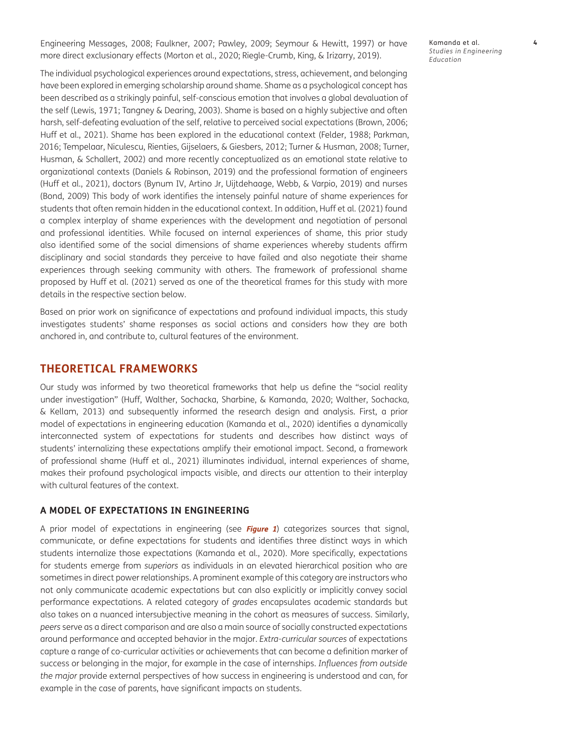Engineering Messages, 2008; Faulkner, 2007; Pawley, 2009; Seymour & Hewitt, 1997) or have more direct exclusionary effects (Morton et al., 2020; Riegle-Crumb, King, & Irizarry, 2019).

The individual psychological experiences around expectations, stress, achievement, and belonging have been explored in emerging scholarship around shame. Shame as a psychological concept has been described as a strikingly painful, self-conscious emotion that involves a global devaluation of the self (Lewis, 1971; Tangney & Dearing, 2003). Shame is based on a highly subjective and often harsh, self-defeating evaluation of the self, relative to perceived social expectations (Brown, 2006; Huff et al., 2021). Shame has been explored in the educational context (Felder, 1988; Parkman, 2016; Tempelaar, Niculescu, Rienties, Gijselaers, & Giesbers, 2012; Turner & Husman, 2008; Turner, Husman, & Schallert, 2002) and more recently conceptualized as an emotional state relative to organizational contexts (Daniels & Robinson, 2019) and the professional formation of engineers (Huff et al., 2021), doctors (Bynum IV, Artino Jr, Uijtdehaage, Webb, & Varpio, 2019) and nurses (Bond, 2009) This body of work identifies the intensely painful nature of shame experiences for students that often remain hidden in the educational context. In addition, Huff et al. (2021) found a complex interplay of shame experiences with the development and negotiation of personal and professional identities. While focused on internal experiences of shame, this prior study also identified some of the social dimensions of shame experiences whereby students affirm disciplinary and social standards they perceive to have failed and also negotiate their shame experiences through seeking community with others. The framework of professional shame proposed by Huff et al. (2021) served as one of the theoretical frames for this study with more details in the respective section below.

Based on prior work on significance of expectations and profound individual impacts, this study investigates students' shame responses as social actions and considers how they are both anchored in, and contribute to, cultural features of the environment.

## THEORETICAL FRAMEWORKS

Our study was informed by two theoretical frameworks that help us define the "social reality under investigation" (Huff, Walther, Sochacka, Sharbine, & Kamanda, 2020; Walther, Sochacka, & Kellam, 2013) and subsequently informed the research design and analysis. First, a prior model of expectations in engineering education (Kamanda et al., 2020) identifies a dynamically interconnected system of expectations for students and describes how distinct ways of students' internalizing these expectations amplify their emotional impact. Second, a framework of professional shame (Huff et al., 2021) illuminates individual, internal experiences of shame, makes their profound psychological impacts visible, and directs our attention to their interplay with cultural features of the context.

### A MODEL OF EXPECTATIONS IN ENGINEERING

A prior model of expectations in engineering (see ***Figure 1***) categorizes sources that signal, communicate, or define expectations for students and identifies three distinct ways in which students internalize those expectations (Kamanda et al., 2020). More specifically, expectations for students emerge from *superiors* as individuals in an elevated hierarchical position who are sometimes in direct power relationships. A prominent example of this category are instructors who not only communicate academic expectations but can also explicitly or implicitly convey social performance expectations. A related category of *grades* encapsulates academic standards but also takes on a nuanced intersubjective meaning in the cohort as measures of success. Similarly, *peers* serve as a direct comparison and are also a main source of socially constructed expectations around performance and accepted behavior in the major. *Extra-curricular sources* of expectations capture a range of co-curricular activities or achievements that can become a definition marker of success or belonging in the major, for example in the case of internships. *Influences from outside the major* provide external perspectives of how success in engineering is understood and can, for example in the case of parents, have significant impacts on students.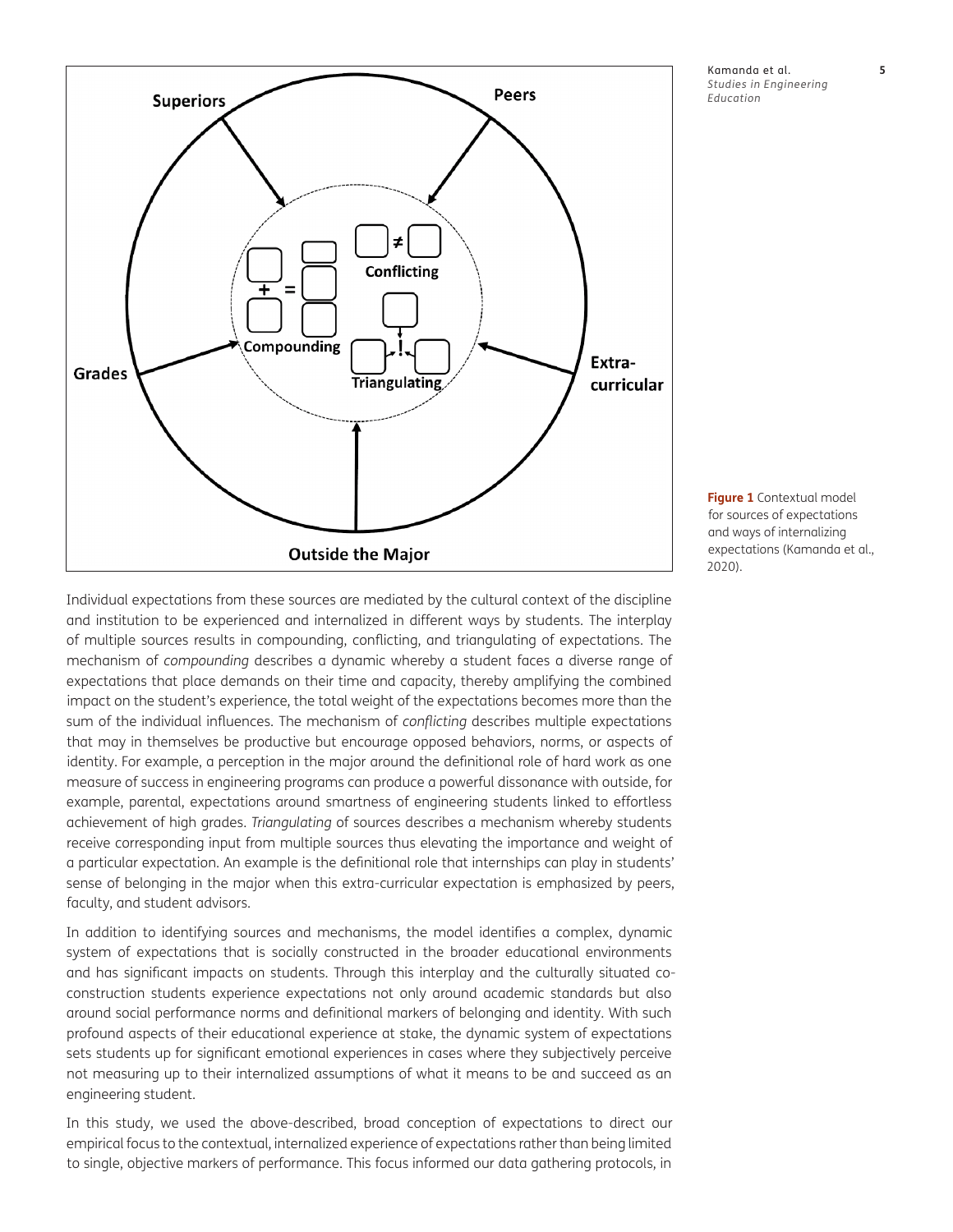Figure 1 Contextual model for sources of expectations and ways of internalizing expectations (Kamanda et al., 2020).

Individual expectations from these sources are mediated by the cultural context of the discipline and institution to be experienced and internalized in different ways by students. The interplay of multiple sources results in compounding, conflicting, and triangulating of expectations. The mechanism of *compounding* describes a dynamic whereby a student faces a diverse range of expectations that place demands on their time and capacity, thereby amplifying the combined impact on the student's experience, the total weight of the expectations becomes more than the sum of the individual influences. The mechanism of *conflicting* describes multiple expectations that may in themselves be productive but encourage opposed behaviors, norms, or aspects of identity. For example, a perception in the major around the definitional role of hard work as one measure of success in engineering programs can produce a powerful dissonance with outside, for example, parental, expectations around smartness of engineering students linked to effortless achievement of high grades. *Triangulating* of sources describes a mechanism whereby students receive corresponding input from multiple sources thus elevating the importance and weight of a particular expectation. An example is the definitional role that internships can play in students' sense of belonging in the major when this extra-curricular expectation is emphasized by peers, faculty, and student advisors.

In addition to identifying sources and mechanisms, the model identifies a complex, dynamic system of expectations that is socially constructed in the broader educational environments and has significant impacts on students. Through this interplay and the culturally situated co-construction students experience expectations not only around academic standards but also around social performance norms and definitional markers of belonging and identity. With such profound aspects of their educational experience at stake, the dynamic system of expectations sets students up for significant emotional experiences in cases where they subjectively perceive not measuring up to their internalized assumptions of what it means to be and succeed as an engineering student.

In this study, we used the above-described, broad conception of expectations to direct our empirical focus to the contextual, internalized experience of expectations rather than being limited to single, objective markers of performance. This focus informed our data gathering protocols, in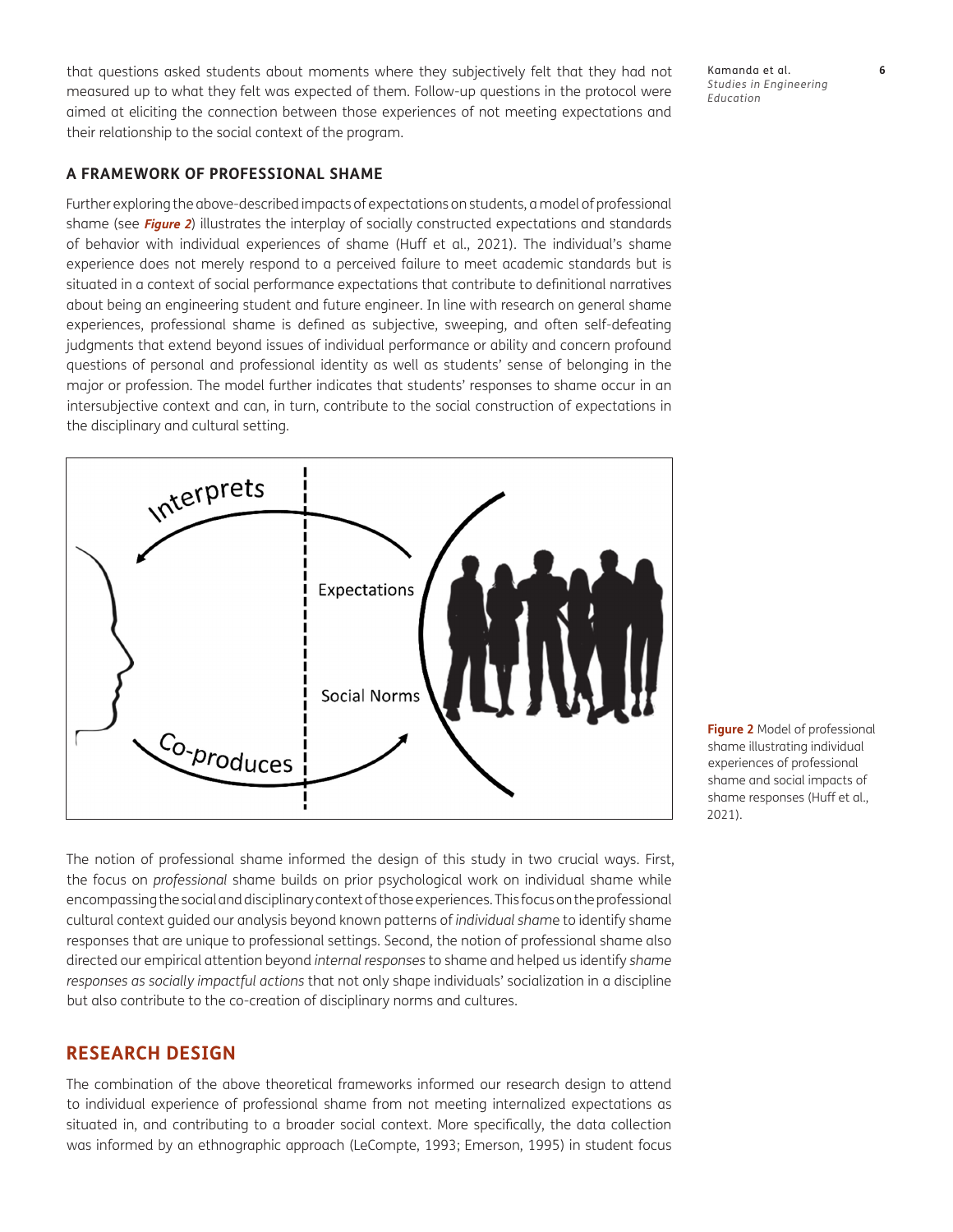that questions asked students about moments where they subjectively felt that they had not measured up to what they felt was expected of them. Follow-up questions in the protocol were aimed at eliciting the connection between those experiences of not meeting expectations and their relationship to the social context of the program.

### A FRAMEWORK OF PROFESSIONAL SHAME

Further exploring the above-described impacts of expectations on students, a model of professional shame (see ***Figure 2***) illustrates the interplay of socially constructed expectations and standards of behavior with individual experiences of shame (Huff et al., 2021). The individual's shame experience does not merely respond to a perceived failure to meet academic standards but is situated in a context of social performance expectations that contribute to definitional narratives about being an engineering student and future engineer. In line with research on general shame experiences, professional shame is defined as subjective, sweeping, and often self-defeating judgments that extend beyond issues of individual performance or ability and concern profound questions of personal and professional identity as well as students' sense of belonging in the major or profession. The model further indicates that students' responses to shame occur in an intersubjective context and can, in turn, contribute to the social construction of expectations in the disciplinary and cultural setting.

**Figure 2** Model of professional shame illustrating individual experiences of professional shame and social impacts of shame responses (Huff et al., 2021).

The notion of professional shame informed the design of this study in two crucial ways. First, the focus on *professional* shame builds on prior psychological work on individual shame while encompassing the social and disciplinary context of those experiences. This focus on the professional cultural context guided our analysis beyond known patterns of *individual shame* to identify shame responses that are unique to professional settings. Second, the notion of professional shame also directed our empirical attention beyond *internal responses* to shame and helped us identify *shame responses as socially impactful actions* that not only shape individuals' socialization in a discipline but also contribute to the co-creation of disciplinary norms and cultures.

## RESEARCH DESIGN

The combination of the above theoretical frameworks informed our research design to attend to individual experience of professional shame from not meeting internalized expectations as situated in, and contributing to a broader social context. More specifically, the data collection was informed by an ethnographic approach (LeCompte, 1993; Emerson, 1995) in student focus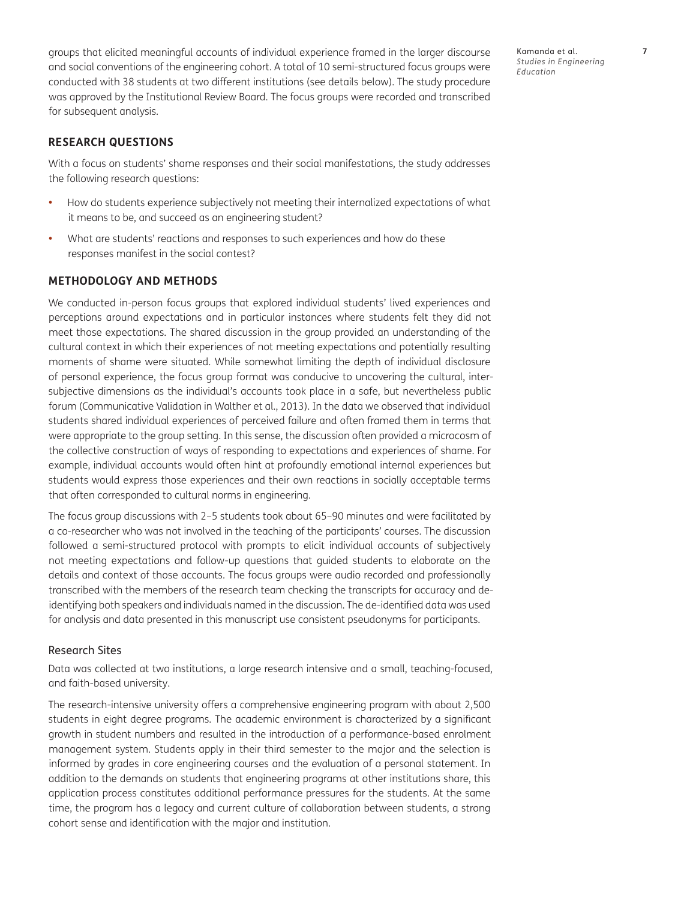groups that elicited meaningful accounts of individual experience framed in the larger discourse and social conventions of the engineering cohort. A total of 10 semi-structured focus groups were conducted with 38 students at two different institutions (see details below). The study procedure was approved by the Institutional Review Board. The focus groups were recorded and transcribed for subsequent analysis.

## RESEARCH QUESTIONS

With a focus on students' shame responses and their social manifestations, the study addresses the following research questions:

- How do students experience subjectively not meeting their internalized expectations of what it means to be, and succeed as an engineering student?
- What are students' reactions and responses to such experiences and how do these responses manifest in the social contest?

## METHODOLOGY AND METHODS

We conducted in-person focus groups that explored individual students' lived experiences and perceptions around expectations and in particular instances where students felt they did not meet those expectations. The shared discussion in the group provided an understanding of the cultural context in which their experiences of not meeting expectations and potentially resulting moments of shame were situated. While somewhat limiting the depth of individual disclosure of personal experience, the focus group format was conducive to uncovering the cultural, inter-subjective dimensions as the individual's accounts took place in a safe, but nevertheless public forum (Communicative Validation in Walther et al., 2013). In the data we observed that individual students shared individual experiences of perceived failure and often framed them in terms that were appropriate to the group setting. In this sense, the discussion often provided a microcosm of the collective construction of ways of responding to expectations and experiences of shame. For example, individual accounts would often hint at profoundly emotional internal experiences but students would express those experiences and their own reactions in socially acceptable terms that often corresponded to cultural norms in engineering.

The focus group discussions with 2–5 students took about 65–90 minutes and were facilitated by a co-researcher who was not involved in the teaching of the participants' courses. The discussion followed a semi-structured protocol with prompts to elicit individual accounts of subjectively not meeting expectations and follow-up questions that guided students to elaborate on the details and context of those accounts. The focus groups were audio recorded and professionally transcribed with the members of the research team checking the transcripts for accuracy and de-identifying both speakers and individuals named in the discussion. The de-identified data was used for analysis and data presented in this manuscript use consistent pseudonyms for participants.

### Research Sites

Data was collected at two institutions, a large research intensive and a small, teaching-focused, and faith-based university.

The research-intensive university offers a comprehensive engineering program with about 2,500 students in eight degree programs. The academic environment is characterized by a significant growth in student numbers and resulted in the introduction of a performance-based enrolment management system. Students apply in their third semester to the major and the selection is informed by grades in core engineering courses and the evaluation of a personal statement. In addition to the demands on students that engineering programs at other institutions share, this application process constitutes additional performance pressures for the students. At the same time, the program has a legacy and current culture of collaboration between students, a strong cohort sense and identification with the major and institution.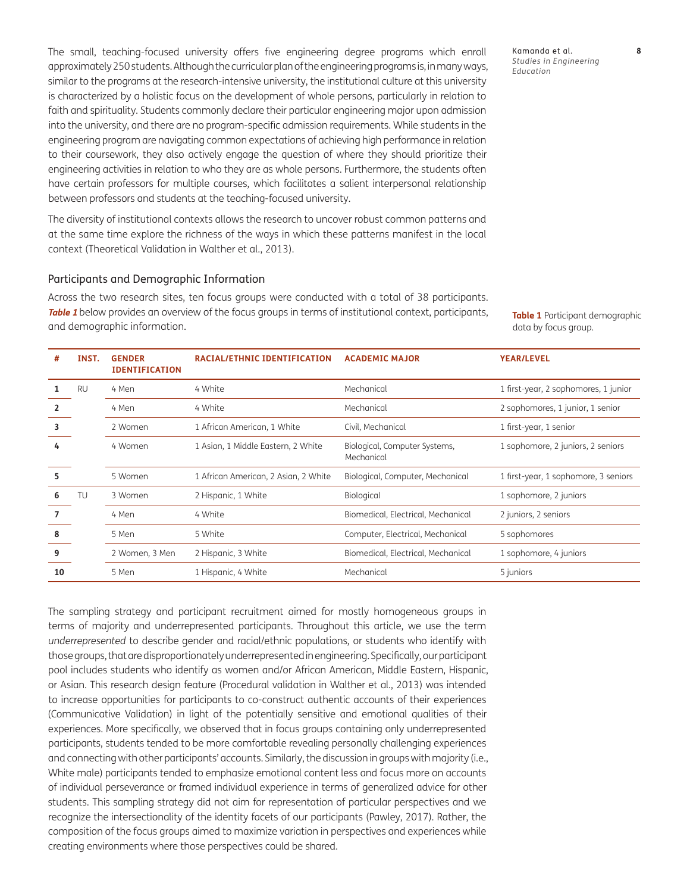The small, teaching-focused university offers five engineering degree programs which enroll approximately 250 students. Although the curricular plan of the engineering programs is, in many ways, similar to the programs at the research-intensive university, the institutional culture at this university is characterized by a holistic focus on the development of whole persons, particularly in relation to faith and spirituality. Students commonly declare their particular engineering major upon admission into the university, and there are no program-specific admission requirements. While students in the engineering program are navigating common expectations of achieving high performance in relation to their coursework, they also actively engage the question of where they should prioritize their engineering activities in relation to who they are as whole persons. Furthermore, the students often have certain professors for multiple courses, which facilitates a salient interpersonal relationship between professors and students at the teaching-focused university.

The diversity of institutional contexts allows the research to uncover robust common patterns and at the same time explore the richness of the ways in which these patterns manifest in the local context (Theoretical Validation in Walther et al., 2013).

### Participants and Demographic Information

Across the two research sites, ten focus groups were conducted with a total of 38 participants. ***Table 1*** below provides an overview of the focus groups in terms of institutional context, participants, and demographic information.

**Table 1** Participant demographic data by focus group.

| # | INST. | GENDER IDENTIFICATION | RACIAL/ETHNIC IDENTIFICATION | ACADEMIC MAJOR | YEAR/LEVEL |
|---|---|---|---|---|---|
| 1 | RU | 4 Men | 4 White | Mechanical | 1 first-year, 2 sophomores, 1 junior |
| 2 | | 4 Men | 4 White | Mechanical | 2 sophomores, 1 junior, 1 senior |
| 3 | | 2 Women | 1 African American, 1 White | Civil, Mechanical | 1 first-year, 1 senior |
| 4 | | 4 Women | 1 Asian, 1 Middle Eastern, 2 White | Biological, Computer Systems, Mechanical | 1 sophomore, 2 juniors, 2 seniors |
| 5 | | 5 Women | 1 African American, 2 Asian, 2 White | Biological, Computer, Mechanical | 1 first-year, 1 sophomore, 3 seniors |
| 6 | TU | 3 Women | 2 Hispanic, 1 White | Biological | 1 sophomore, 2 juniors |
| 7 | | 4 Men | 4 White | Biomedical, Electrical, Mechanical | 2 juniors, 2 seniors |
| 8 | | 5 Men | 5 White | Computer, Electrical, Mechanical | 5 sophomores |
| 9 | | 2 Women, 3 Men | 2 Hispanic, 3 White | Biomedical, Electrical, Mechanical | 1 sophomore, 4 juniors |
| 10 | | 5 Men | 1 Hispanic, 4 White | Mechanical | 5 juniors |

The sampling strategy and participant recruitment aimed for mostly homogeneous groups in terms of majority and underrepresented participants. Throughout this article, we use the term *underrepresented* to describe gender and racial/ethnic populations, or students who identify with those groups, that are disproportionately underrepresented in engineering. Specifically, our participant pool includes students who identify as women and/or African American, Middle Eastern, Hispanic, or Asian. This research design feature (Procedural validation in Walther et al., 2013) was intended to increase opportunities for participants to co-construct authentic accounts of their experiences (Communicative Validation) in light of the potentially sensitive and emotional qualities of their experiences. More specifically, we observed that in focus groups containing only underrepresented participants, students tended to be more comfortable revealing personally challenging experiences and connecting with other participants' accounts. Similarly, the discussion in groups with majority (i.e., White male) participants tended to emphasize emotional content less and focus more on accounts of individual perseverance or framed individual experience in terms of generalized advice for other students. This sampling strategy did not aim for representation of particular perspectives and we recognize the intersectionality of the identity facets of our participants (Pawley, 2017). Rather, the composition of the focus groups aimed to maximize variation in perspectives and experiences while creating environments where those perspectives could be shared.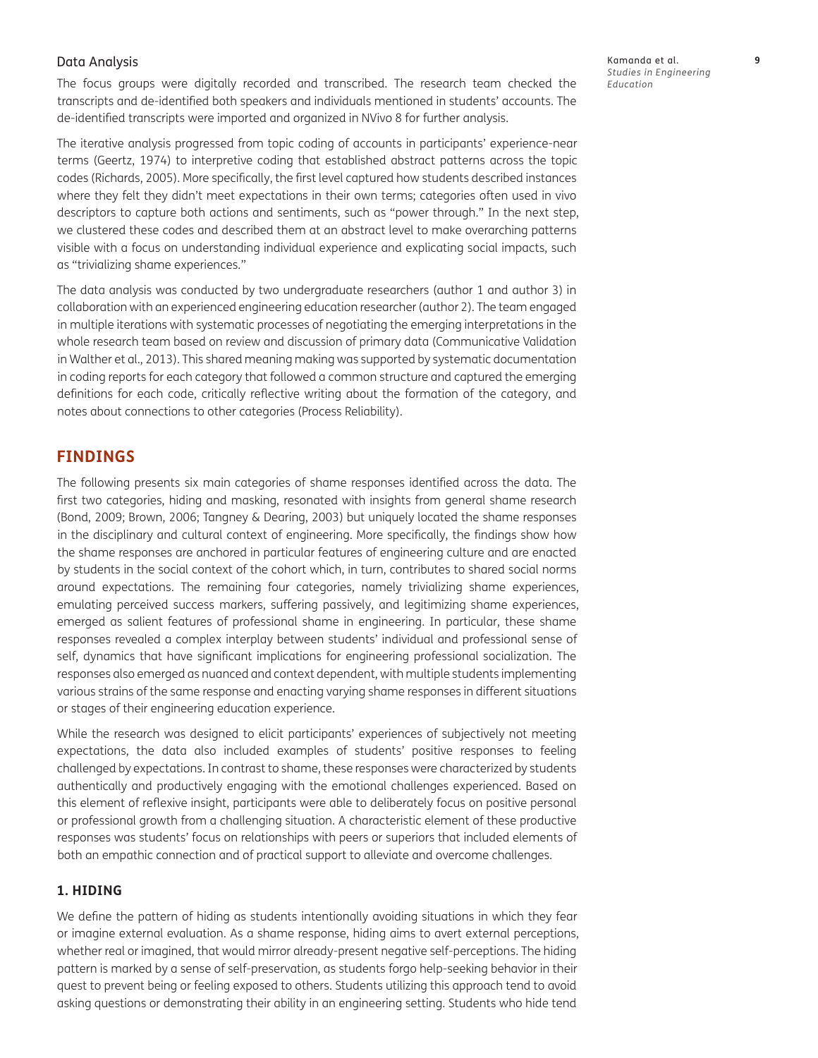## Data Analysis

The focus groups were digitally recorded and transcribed. The research team checked the transcripts and de-identified both speakers and individuals mentioned in students' accounts. The de-identified transcripts were imported and organized in NVivo 8 for further analysis.

The iterative analysis progressed from topic coding of accounts in participants' experience-near terms (Geertz, 1974) to interpretive coding that established abstract patterns across the topic codes (Richards, 2005). More specifically, the first level captured how students described instances where they felt they didn't meet expectations in their own terms; categories often used in vivo descriptors to capture both actions and sentiments, such as "power through." In the next step, we clustered these codes and described them at an abstract level to make overarching patterns visible with a focus on understanding individual experience and explicating social impacts, such as "trivializing shame experiences."

The data analysis was conducted by two undergraduate researchers (author 1 and author 3) in collaboration with an experienced engineering education researcher (author 2). The team engaged in multiple iterations with systematic processes of negotiating the emerging interpretations in the whole research team based on review and discussion of primary data (Communicative Validation in Walther et al., 2013). This shared meaning making was supported by systematic documentation in coding reports for each category that followed a common structure and captured the emerging definitions for each code, critically reflective writing about the formation of the category, and notes about connections to other categories (Process Reliability).

# FINDINGS

The following presents six main categories of shame responses identified across the data. The first two categories, hiding and masking, resonated with insights from general shame research (Bond, 2009; Brown, 2006; Tangney & Dearing, 2003) but uniquely located the shame responses in the disciplinary and cultural context of engineering. More specifically, the findings show how the shame responses are anchored in particular features of engineering culture and are enacted by students in the social context of the cohort which, in turn, contributes to shared social norms around expectations. The remaining four categories, namely trivializing shame experiences, emulating perceived success markers, suffering passively, and legitimizing shame experiences, emerged as salient features of professional shame in engineering. In particular, these shame responses revealed a complex interplay between students' individual and professional sense of self, dynamics that have significant implications for engineering professional socialization. The responses also emerged as nuanced and context dependent, with multiple students implementing various strains of the same response and enacting varying shame responses in different situations or stages of their engineering education experience.

While the research was designed to elicit participants' experiences of subjectively not meeting expectations, the data also included examples of students' positive responses to feeling challenged by expectations. In contrast to shame, these responses were characterized by students authentically and productively engaging with the emotional challenges experienced. Based on this element of reflexive insight, participants were able to deliberately focus on positive personal or professional growth from a challenging situation. A characteristic element of these productive responses was students' focus on relationships with peers or superiors that included elements of both an empathic connection and of practical support to alleviate and overcome challenges.

### 1. HIDING

We define the pattern of hiding as students intentionally avoiding situations in which they fear or imagine external evaluation. As a shame response, hiding aims to avert external perceptions, whether real or imagined, that would mirror already-present negative self-perceptions. The hiding pattern is marked by a sense of self-preservation, as students forgo help-seeking behavior in their quest to prevent being or feeling exposed to others. Students utilizing this approach tend to avoid asking questions or demonstrating their ability in an engineering setting. Students who hide tend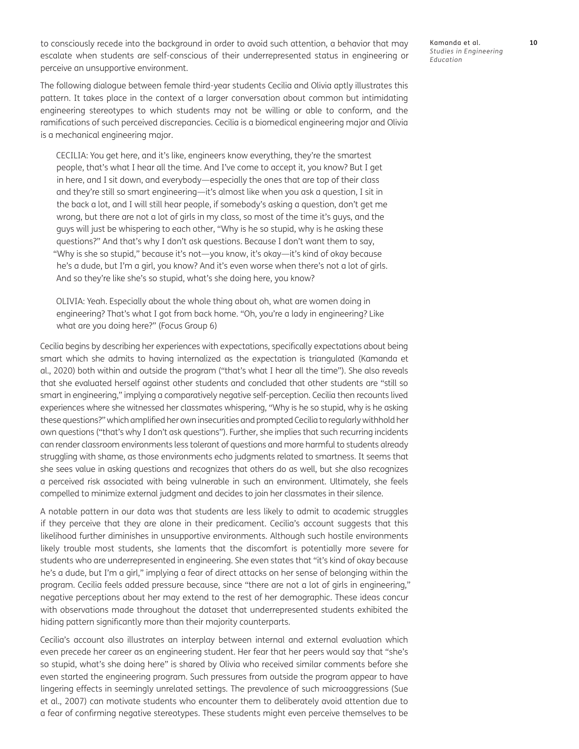to consciously recede into the background in order to avoid such attention, a behavior that may escalate when students are self-conscious of their underrepresented status in engineering or perceive an unsupportive environment.

The following dialogue between female third-year students Cecilia and Olivia aptly illustrates this pattern. It takes place in the context of a larger conversation about common but intimidating engineering stereotypes to which students may not be willing or able to conform, and the ramifications of such perceived discrepancies. Cecilia is a biomedical engineering major and Olivia is a mechanical engineering major.

> CECILIA: You get here, and it's like, engineers know everything, they're the smartest people, that's what I hear all the time. And I've come to accept it, you know? But I get in here, and I sit down, and everybody—especially the ones that are top of their class and they're still so smart engineering—it's almost like when you ask a question, I sit in the back a lot, and I will still hear people, if somebody's asking a question, don't get me wrong, but there are not a lot of girls in my class, so most of the time it's guys, and the guys will just be whispering to each other, "Why is he so stupid, why is he asking these questions?" And that's why I don't ask questions. Because I don't want them to say, "Why is she so stupid," because it's not—you know, it's okay—it's kind of okay because he's a dude, but I'm a girl, you know? And it's even worse when there's not a lot of girls. And so they're like she's so stupid, what's she doing here, you know?
>
> OLIVIA: Yeah. Especially about the whole thing about oh, what are women doing in engineering? That's what I got from back home. "Oh, you're a lady in engineering? Like what are you doing here?" (Focus Group 6)

Cecilia begins by describing her experiences with expectations, specifically expectations about being smart which she admits to having internalized as the expectation is triangulated (Kamanda et al., 2020) both within and outside the program ("that's what I hear all the time"). She also reveals that she evaluated herself against other students and concluded that other students are "still so smart in engineering," implying a comparatively negative self-perception. Cecilia then recounts lived experiences where she witnessed her classmates whispering, "Why is he so stupid, why is he asking these questions?" which amplified her own insecurities and prompted Cecilia to regularly withhold her own questions ("that's why I don't ask questions"). Further, she implies that such recurring incidents can render classroom environments less tolerant of questions and more harmful to students already struggling with shame, as those environments echo judgments related to smartness. It seems that she sees value in asking questions and recognizes that others do as well, but she also recognizes a perceived risk associated with being vulnerable in such an environment. Ultimately, she feels compelled to minimize external judgment and decides to join her classmates in their silence.

A notable pattern in our data was that students are less likely to admit to academic struggles if they perceive that they are alone in their predicament. Cecilia's account suggests that this likelihood further diminishes in unsupportive environments. Although such hostile environments likely trouble most students, she laments that the discomfort is potentially more severe for students who are underrepresented in engineering. She even states that "it's kind of okay because he's a dude, but I'm a girl," implying a fear of direct attacks on her sense of belonging within the program. Cecilia feels added pressure because, since "there are not a lot of girls in engineering," negative perceptions about her may extend to the rest of her demographic. These ideas concur with observations made throughout the dataset that underrepresented students exhibited the hiding pattern significantly more than their majority counterparts.

Cecilia's account also illustrates an interplay between internal and external evaluation which even precede her career as an engineering student. Her fear that her peers would say that "she's so stupid, what's she doing here" is shared by Olivia who received similar comments before she even started the engineering program. Such pressures from outside the program appear to have lingering effects in seemingly unrelated settings. The prevalence of such microaggressions (Sue et al., 2007) can motivate students who encounter them to deliberately avoid attention due to a fear of confirming negative stereotypes. These students might even perceive themselves to be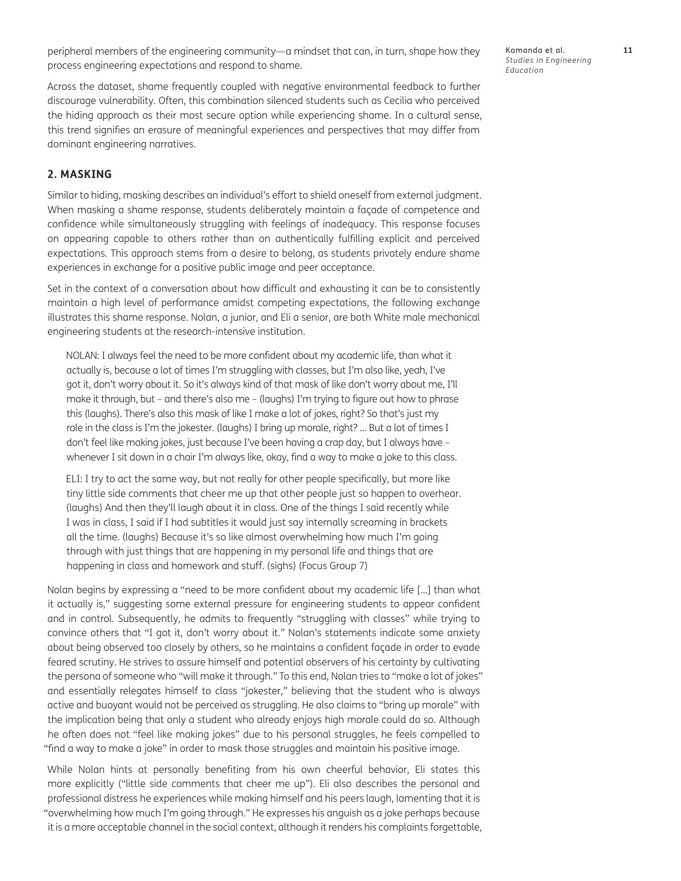peripheral members of the engineering community—a mindset that can, in turn, shape how they process engineering expectations and respond to shame.

Across the dataset, shame frequently coupled with negative environmental feedback to further discourage vulnerability. Often, this combination silenced students such as Cecilia who perceived the hiding approach as their most secure option while experiencing shame. In a cultural sense, this trend signifies an erasure of meaningful experiences and perspectives that may differ from dominant engineering narratives.

## 2. MASKING

Similar to hiding, masking describes an individual's effort to shield oneself from external judgment. When masking a shame response, students deliberately maintain a façade of competence and confidence while simultaneously struggling with feelings of inadequacy. This response focuses on appearing capable to others rather than on authentically fulfilling explicit and perceived expectations. This approach stems from a desire to belong, as students privately endure shame experiences in exchange for a positive public image and peer acceptance.

Set in the context of a conversation about how difficult and exhausting it can be to consistently maintain a high level of performance amidst competing expectations, the following exchange illustrates this shame response. Nolan, a junior, and Eli a senior, are both White male mechanical engineering students at the research-intensive institution.

> NOLAN: I always feel the need to be more confident about my academic life, than what it actually is, because a lot of times I'm struggling with classes, but I'm also like, yeah, I've got it, don't worry about it. So it's always kind of that mask of like don't worry about me, I'll make it through, but – and there's also me – (laughs) I'm trying to figure out how to phrase this (laughs). There's also this mask of like I make a lot of jokes, right? So that's just my role in the class is I'm the jokester. (laughs) I bring up morale, right? … But a lot of times I don't feel like making jokes, just because I've been having a crap day, but I always have – whenever I sit down in a chair I'm always like, okay, find a way to make a joke to this class.
>
> ELI: I try to act the same way, but not really for other people specifically, but more like tiny little side comments that cheer me up that other people just so happen to overhear. (laughs) And then they'll laugh about it in class. One of the things I said recently while I was in class, I said if I had subtitles it would just say internally screaming in brackets all the time. (laughs) Because it's so like almost overwhelming how much I'm going through with just things that are happening in my personal life and things that are happening in class and homework and stuff. (sighs) (Focus Group 7)

Nolan begins by expressing a "need to be more confident about my academic life […] than what it actually is," suggesting some external pressure for engineering students to appear confident and in control. Subsequently, he admits to frequently "struggling with classes" while trying to convince others that "I got it, don't worry about it." Nolan's statements indicate some anxiety about being observed too closely by others, so he maintains a confident façade in order to evade feared scrutiny. He strives to assure himself and potential observers of his certainty by cultivating the persona of someone who "will make it through." To this end, Nolan tries to "make a lot of jokes" and essentially relegates himself to class "jokester," believing that the student who is always active and buoyant would not be perceived as struggling. He also claims to "bring up morale" with the implication being that only a student who already enjoys high morale could do so. Although he often does not "feel like making jokes" due to his personal struggles, he feels compelled to "find a way to make a joke" in order to mask those struggles and maintain his positive image.

While Nolan hints at personally benefiting from his own cheerful behavior, Eli states this more explicitly ("little side comments that cheer me up"). Eli also describes the personal and professional distress he experiences while making himself and his peers laugh, lamenting that it is "overwhelming how much I'm going through." He expresses his anguish as a joke perhaps because it is a more acceptable channel in the social context, although it renders his complaints forgettable,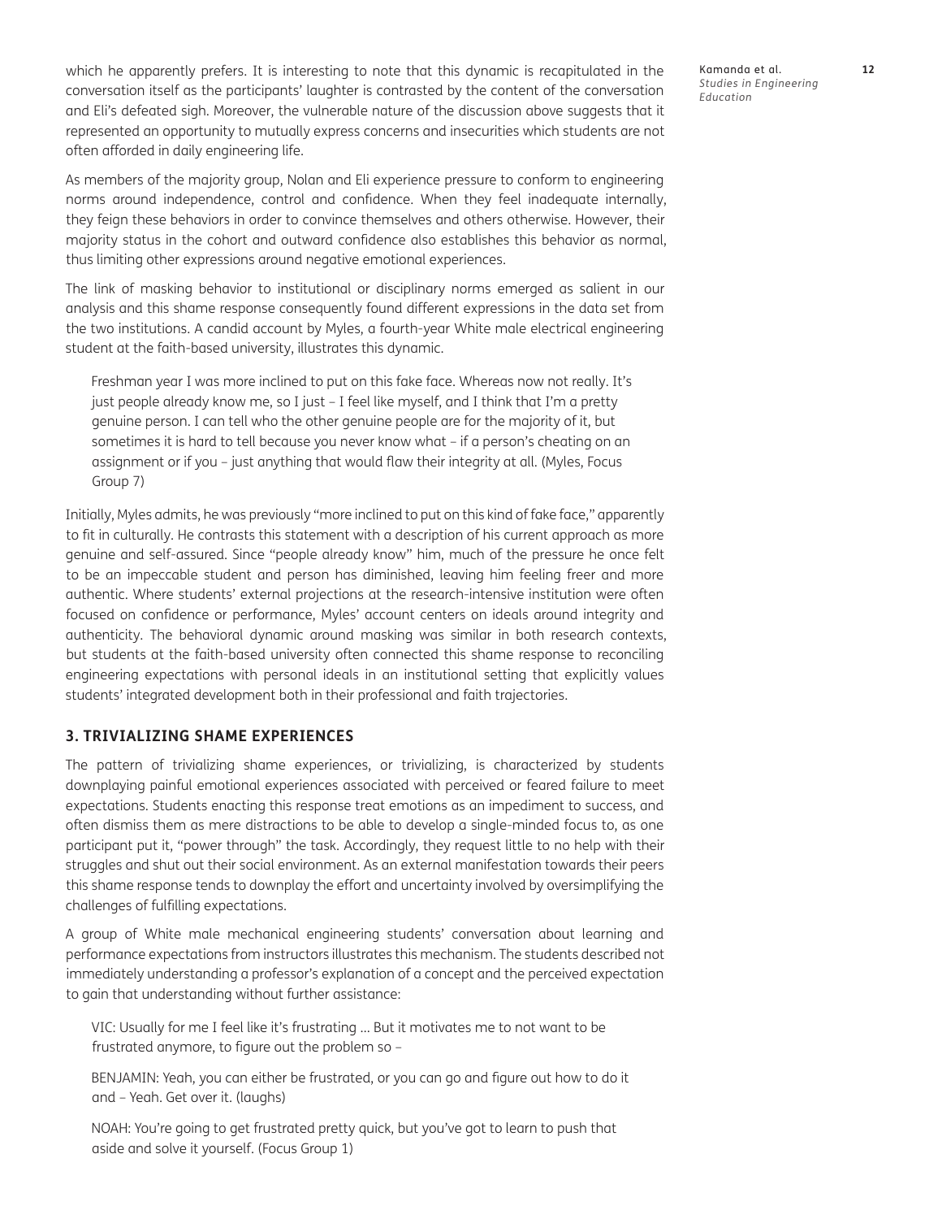which he apparently prefers. It is interesting to note that this dynamic is recapitulated in the conversation itself as the participants' laughter is contrasted by the content of the conversation and Eli's defeated sigh. Moreover, the vulnerable nature of the discussion above suggests that it represented an opportunity to mutually express concerns and insecurities which students are not often afforded in daily engineering life.

As members of the majority group, Nolan and Eli experience pressure to conform to engineering norms around independence, control and confidence. When they feel inadequate internally, they feign these behaviors in order to convince themselves and others otherwise. However, their majority status in the cohort and outward confidence also establishes this behavior as normal, thus limiting other expressions around negative emotional experiences.

The link of masking behavior to institutional or disciplinary norms emerged as salient in our analysis and this shame response consequently found different expressions in the data set from the two institutions. A candid account by Myles, a fourth-year White male electrical engineering student at the faith-based university, illustrates this dynamic.

> Freshman year I was more inclined to put on this fake face. Whereas now not really. It's just people already know me, so I just – I feel like myself, and I think that I'm a pretty genuine person. I can tell who the other genuine people are for the majority of it, but sometimes it is hard to tell because you never know what – if a person's cheating on an assignment or if you – just anything that would flaw their integrity at all. (Myles, Focus Group 7)

Initially, Myles admits, he was previously "more inclined to put on this kind of fake face," apparently to fit in culturally. He contrasts this statement with a description of his current approach as more genuine and self-assured. Since "people already know" him, much of the pressure he once felt to be an impeccable student and person has diminished, leaving him feeling freer and more authentic. Where students' external projections at the research-intensive institution were often focused on confidence or performance, Myles' account centers on ideals around integrity and authenticity. The behavioral dynamic around masking was similar in both research contexts, but students at the faith-based university often connected this shame response to reconciling engineering expectations with personal ideals in an institutional setting that explicitly values students' integrated development both in their professional and faith trajectories.

### 3. TRIVIALIZING SHAME EXPERIENCES

The pattern of trivializing shame experiences, or trivializing, is characterized by students downplaying painful emotional experiences associated with perceived or feared failure to meet expectations. Students enacting this response treat emotions as an impediment to success, and often dismiss them as mere distractions to be able to develop a single-minded focus to, as one participant put it, "power through" the task. Accordingly, they request little to no help with their struggles and shut out their social environment. As an external manifestation towards their peers this shame response tends to downplay the effort and uncertainty involved by oversimplifying the challenges of fulfilling expectations.

A group of White male mechanical engineering students' conversation about learning and performance expectations from instructors illustrates this mechanism. The students described not immediately understanding a professor's explanation of a concept and the perceived expectation to gain that understanding without further assistance:

> VIC: Usually for me I feel like it's frustrating ... But it motivates me to not want to be frustrated anymore, to figure out the problem so –
>
> BENJAMIN: Yeah, you can either be frustrated, or you can go and figure out how to do it and – Yeah. Get over it. (laughs)
>
> NOAH: You're going to get frustrated pretty quick, but you've got to learn to push that aside and solve it yourself. (Focus Group 1)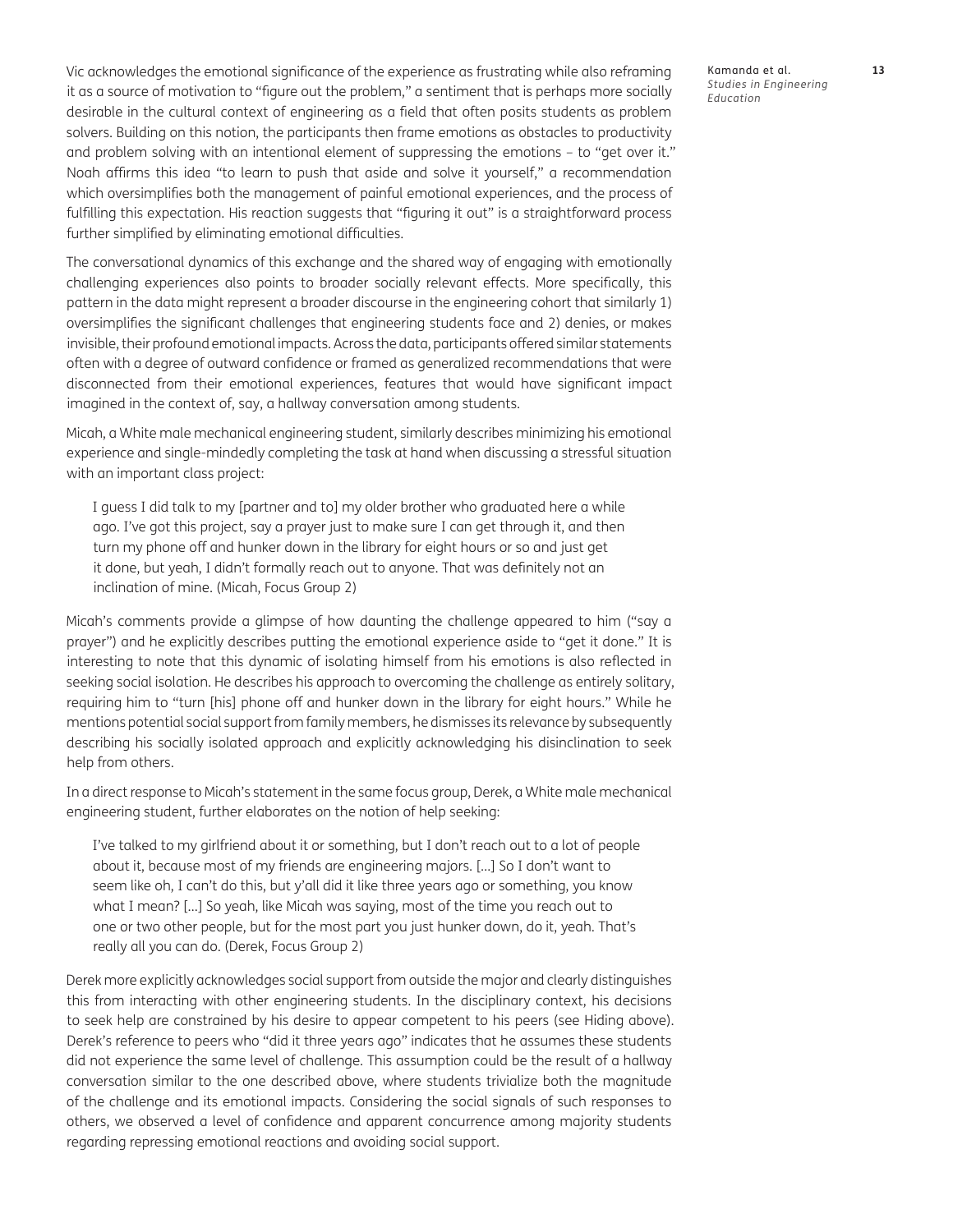Vic acknowledges the emotional significance of the experience as frustrating while also reframing it as a source of motivation to "figure out the problem," a sentiment that is perhaps more socially desirable in the cultural context of engineering as a field that often posits students as problem solvers. Building on this notion, the participants then frame emotions as obstacles to productivity and problem solving with an intentional element of suppressing the emotions – to "get over it." Noah affirms this idea "to learn to push that aside and solve it yourself," a recommendation which oversimplifies both the management of painful emotional experiences, and the process of fulfilling this expectation. His reaction suggests that "figuring it out" is a straightforward process further simplified by eliminating emotional difficulties.

The conversational dynamics of this exchange and the shared way of engaging with emotionally challenging experiences also points to broader socially relevant effects. More specifically, this pattern in the data might represent a broader discourse in the engineering cohort that similarly 1) oversimplifies the significant challenges that engineering students face and 2) denies, or makes invisible, their profound emotional impacts. Across the data, participants offered similar statements often with a degree of outward confidence or framed as generalized recommendations that were disconnected from their emotional experiences, features that would have significant impact imagined in the context of, say, a hallway conversation among students.

Micah, a White male mechanical engineering student, similarly describes minimizing his emotional experience and single-mindedly completing the task at hand when discussing a stressful situation with an important class project:

> I guess I did talk to my [partner and to] my older brother who graduated here a while ago. I've got this project, say a prayer just to make sure I can get through it, and then turn my phone off and hunker down in the library for eight hours or so and just get it done, but yeah, I didn't formally reach out to anyone. That was definitely not an inclination of mine. (Micah, Focus Group 2)

Micah's comments provide a glimpse of how daunting the challenge appeared to him ("say a prayer") and he explicitly describes putting the emotional experience aside to "get it done." It is interesting to note that this dynamic of isolating himself from his emotions is also reflected in seeking social isolation. He describes his approach to overcoming the challenge as entirely solitary, requiring him to "turn [his] phone off and hunker down in the library for eight hours." While he mentions potential social support from family members, he dismisses its relevance by subsequently describing his socially isolated approach and explicitly acknowledging his disinclination to seek help from others.

In a direct response to Micah's statement in the same focus group, Derek, a White male mechanical engineering student, further elaborates on the notion of help seeking:

> I've talked to my girlfriend about it or something, but I don't reach out to a lot of people about it, because most of my friends are engineering majors. [...] So I don't want to seem like oh, I can't do this, but y'all did it like three years ago or something, you know what I mean? [...] So yeah, like Micah was saying, most of the time you reach out to one or two other people, but for the most part you just hunker down, do it, yeah. That's really all you can do. (Derek, Focus Group 2)

Derek more explicitly acknowledges social support from outside the major and clearly distinguishes this from interacting with other engineering students. In the disciplinary context, his decisions to seek help are constrained by his desire to appear competent to his peers (see Hiding above). Derek's reference to peers who "did it three years ago" indicates that he assumes these students did not experience the same level of challenge. This assumption could be the result of a hallway conversation similar to the one described above, where students trivialize both the magnitude of the challenge and its emotional impacts. Considering the social signals of such responses to others, we observed a level of confidence and apparent concurrence among majority students regarding repressing emotional reactions and avoiding social support.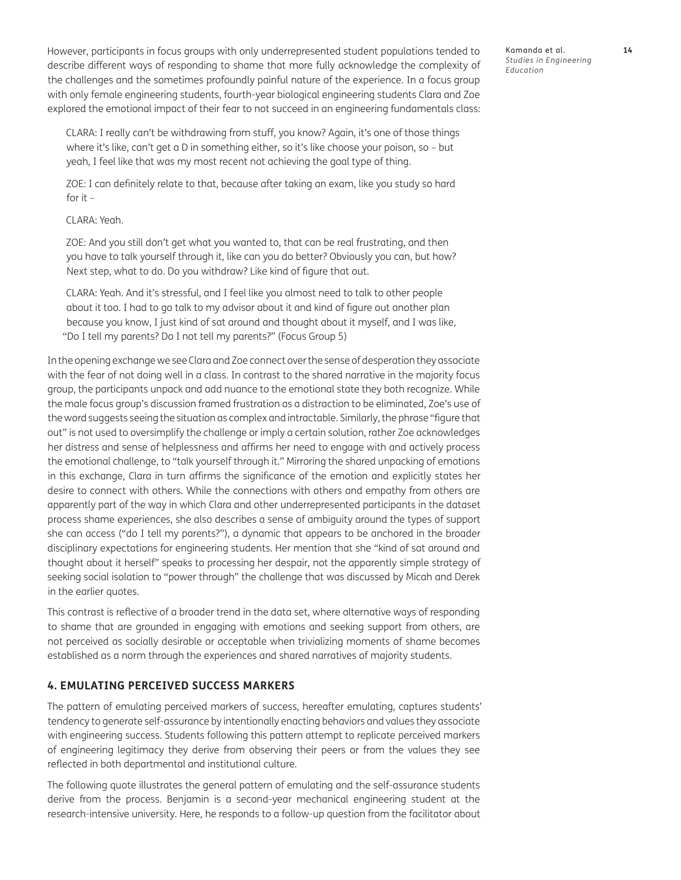However, participants in focus groups with only underrepresented student populations tended to describe different ways of responding to shame that more fully acknowledge the complexity of the challenges and the sometimes profoundly painful nature of the experience. In a focus group with only female engineering students, fourth-year biological engineering students Clara and Zoe explored the emotional impact of their fear to not succeed in an engineering fundamentals class:

> CLARA: I really can't be withdrawing from stuff, you know? Again, it's one of those things where it's like, can't get a D in something either, so it's like choose your poison, so – but yeah, I feel like that was my most recent not achieving the goal type of thing.
>
> ZOE: I can definitely relate to that, because after taking an exam, like you study so hard for it –
>
> CLARA: Yeah.
>
> ZOE: And you still don't get what you wanted to, that can be real frustrating, and then you have to talk yourself through it, like can you do better? Obviously you can, but how? Next step, what to do. Do you withdraw? Like kind of figure that out.
>
> CLARA: Yeah. And it's stressful, and I feel like you almost need to talk to other people about it too. I had to go talk to my advisor about it and kind of figure out another plan because you know, I just kind of sat around and thought about it myself, and I was like, "Do I tell my parents? Do I not tell my parents?" (Focus Group 5)

In the opening exchange we see Clara and Zoe connect over the sense of desperation they associate with the fear of not doing well in a class. In contrast to the shared narrative in the majority focus group, the participants unpack and add nuance to the emotional state they both recognize. While the male focus group's discussion framed frustration as a distraction to be eliminated, Zoe's use of the word suggests seeing the situation as complex and intractable. Similarly, the phrase "figure that out" is not used to oversimplify the challenge or imply a certain solution, rather Zoe acknowledges her distress and sense of helplessness and affirms her need to engage with and actively process the emotional challenge, to "talk yourself through it." Mirroring the shared unpacking of emotions in this exchange, Clara in turn affirms the significance of the emotion and explicitly states her desire to connect with others. While the connections with others and empathy from others are apparently part of the way in which Clara and other underrepresented participants in the dataset process shame experiences, she also describes a sense of ambiguity around the types of support she can access ("do I tell my parents?"), a dynamic that appears to be anchored in the broader disciplinary expectations for engineering students. Her mention that she "kind of sat around and thought about it herself" speaks to processing her despair, not the apparently simple strategy of seeking social isolation to "power through" the challenge that was discussed by Micah and Derek in the earlier quotes.

This contrast is reflective of a broader trend in the data set, where alternative ways of responding to shame that are grounded in engaging with emotions and seeking support from others, are not perceived as socially desirable or acceptable when trivializing moments of shame becomes established as a norm through the experiences and shared narratives of majority students.

## 4. EMULATING PERCEIVED SUCCESS MARKERS

The pattern of emulating perceived markers of success, hereafter emulating, captures students' tendency to generate self-assurance by intentionally enacting behaviors and values they associate with engineering success. Students following this pattern attempt to replicate perceived markers of engineering legitimacy they derive from observing their peers or from the values they see reflected in both departmental and institutional culture.

The following quote illustrates the general pattern of emulating and the self-assurance students derive from the process. Benjamin is a second-year mechanical engineering student at the research-intensive university. Here, he responds to a follow-up question from the facilitator about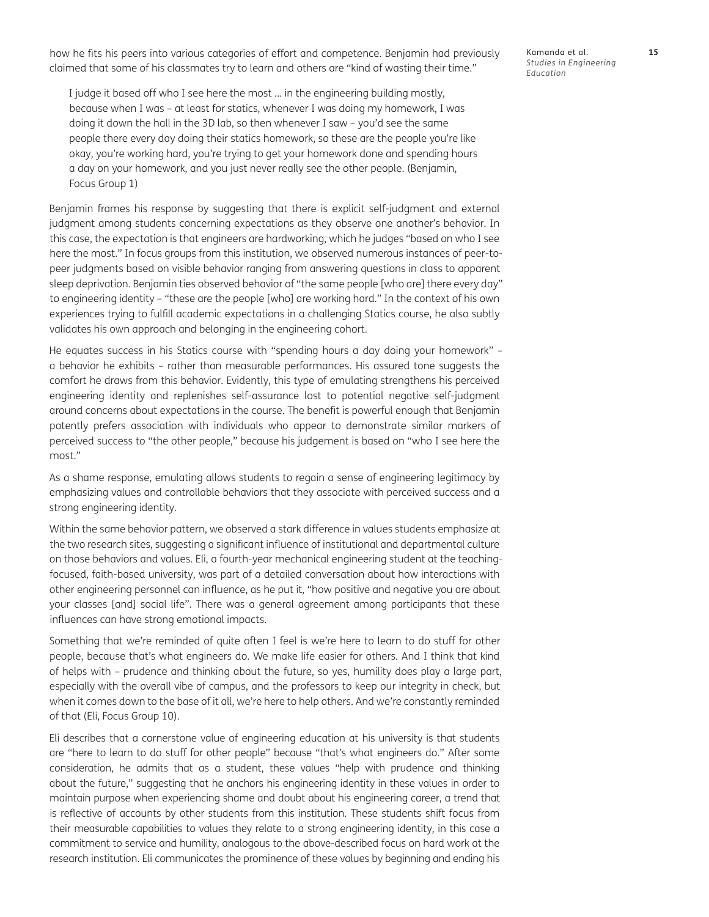how he fits his peers into various categories of effort and competence. Benjamin had previously claimed that some of his classmates try to learn and others are "kind of wasting their time."

> I judge it based off who I see here the most … in the engineering building mostly, because when I was – at least for statics, whenever I was doing my homework, I was doing it down the hall in the 3D lab, so then whenever I saw – you'd see the same people there every day doing their statics homework, so these are the people you're like okay, you're working hard, you're trying to get your homework done and spending hours a day on your homework, and you just never really see the other people. (Benjamin, Focus Group 1)

Benjamin frames his response by suggesting that there is explicit self-judgment and external judgment among students concerning expectations as they observe one another's behavior. In this case, the expectation is that engineers are hardworking, which he judges "based on who I see here the most." In focus groups from this institution, we observed numerous instances of peer-to-peer judgments based on visible behavior ranging from answering questions in class to apparent sleep deprivation. Benjamin ties observed behavior of "the same people [who are] there every day" to engineering identity – "these are the people [who] are working hard." In the context of his own experiences trying to fulfill academic expectations in a challenging Statics course, he also subtly validates his own approach and belonging in the engineering cohort.

He equates success in his Statics course with "spending hours a day doing your homework" – a behavior he exhibits – rather than measurable performances. His assured tone suggests the comfort he draws from this behavior. Evidently, this type of emulating strengthens his perceived engineering identity and replenishes self-assurance lost to potential negative self-judgment around concerns about expectations in the course. The benefit is powerful enough that Benjamin patently prefers association with individuals who appear to demonstrate similar markers of perceived success to "the other people," because his judgement is based on "who I see here the most."

As a shame response, emulating allows students to regain a sense of engineering legitimacy by emphasizing values and controllable behaviors that they associate with perceived success and a strong engineering identity.

Within the same behavior pattern, we observed a stark difference in values students emphasize at the two research sites, suggesting a significant influence of institutional and departmental culture on those behaviors and values. Eli, a fourth-year mechanical engineering student at the teaching-focused, faith-based university, was part of a detailed conversation about how interactions with other engineering personnel can influence, as he put it, "how positive and negative you are about your classes [and] social life". There was a general agreement among participants that these influences can have strong emotional impacts.

Something that we're reminded of quite often I feel is we're here to learn to do stuff for other people, because that's what engineers do. We make life easier for others. And I think that kind of helps with – prudence and thinking about the future, so yes, humility does play a large part, especially with the overall vibe of campus, and the professors to keep our integrity in check, but when it comes down to the base of it all, we're here to help others. And we're constantly reminded of that (Eli, Focus Group 10).

Eli describes that a cornerstone value of engineering education at his university is that students are "here to learn to do stuff for other people" because "that's what engineers do." After some consideration, he admits that as a student, these values "help with prudence and thinking about the future," suggesting that he anchors his engineering identity in these values in order to maintain purpose when experiencing shame and doubt about his engineering career, a trend that is reflective of accounts by other students from this institution. These students shift focus from their measurable capabilities to values they relate to a strong engineering identity, in this case a commitment to service and humility, analogous to the above-described focus on hard work at the research institution. Eli communicates the prominence of these values by beginning and ending his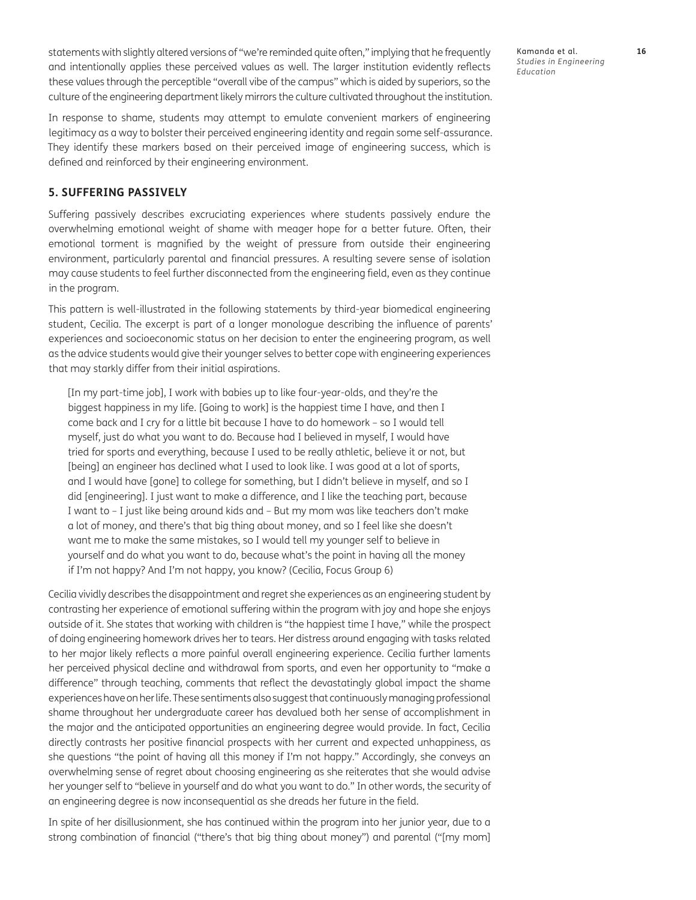statements with slightly altered versions of "we're reminded quite often," implying that he frequently and intentionally applies these perceived values as well. The larger institution evidently reflects these values through the perceptible "overall vibe of the campus" which is aided by superiors, so the culture of the engineering department likely mirrors the culture cultivated throughout the institution.

In response to shame, students may attempt to emulate convenient markers of engineering legitimacy as a way to bolster their perceived engineering identity and regain some self-assurance. They identify these markers based on their perceived image of engineering success, which is defined and reinforced by their engineering environment.

## 5. SUFFERING PASSIVELY

Suffering passively describes excruciating experiences where students passively endure the overwhelming emotional weight of shame with meager hope for a better future. Often, their emotional torment is magnified by the weight of pressure from outside their engineering environment, particularly parental and financial pressures. A resulting severe sense of isolation may cause students to feel further disconnected from the engineering field, even as they continue in the program.

This pattern is well-illustrated in the following statements by third-year biomedical engineering student, Cecilia. The excerpt is part of a longer monologue describing the influence of parents' experiences and socioeconomic status on her decision to enter the engineering program, as well as the advice students would give their younger selves to better cope with engineering experiences that may starkly differ from their initial aspirations.

> [In my part-time job], I work with babies up to like four-year-olds, and they're the biggest happiness in my life. [Going to work] is the happiest time I have, and then I come back and I cry for a little bit because I have to do homework – so I would tell myself, just do what you want to do. Because had I believed in myself, I would have tried for sports and everything, because I used to be really athletic, believe it or not, but [being] an engineer has declined what I used to look like. I was good at a lot of sports, and I would have [gone] to college for something, but I didn't believe in myself, and so I did [engineering]. I just want to make a difference, and I like the teaching part, because I want to – I just like being around kids and – But my mom was like teachers don't make a lot of money, and there's that big thing about money, and so I feel like she doesn't want me to make the same mistakes, so I would tell my younger self to believe in yourself and do what you want to do, because what's the point in having all the money if I'm not happy? And I'm not happy, you know? (Cecilia, Focus Group 6)

Cecilia vividly describes the disappointment and regret she experiences as an engineering student by contrasting her experience of emotional suffering within the program with joy and hope she enjoys outside of it. She states that working with children is "the happiest time I have," while the prospect of doing engineering homework drives her to tears. Her distress around engaging with tasks related to her major likely reflects a more painful overall engineering experience. Cecilia further laments her perceived physical decline and withdrawal from sports, and even her opportunity to "make a difference" through teaching, comments that reflect the devastatingly global impact the shame experiences have on her life. These sentiments also suggest that continuously managing professional shame throughout her undergraduate career has devalued both her sense of accomplishment in the major and the anticipated opportunities an engineering degree would provide. In fact, Cecilia directly contrasts her positive financial prospects with her current and expected unhappiness, as she questions "the point of having all this money if I'm not happy." Accordingly, she conveys an overwhelming sense of regret about choosing engineering as she reiterates that she would advise her younger self to "believe in yourself and do what you want to do." In other words, the security of an engineering degree is now inconsequential as she dreads her future in the field.

In spite of her disillusionment, she has continued within the program into her junior year, due to a strong combination of financial ("there's that big thing about money") and parental ("[my mom]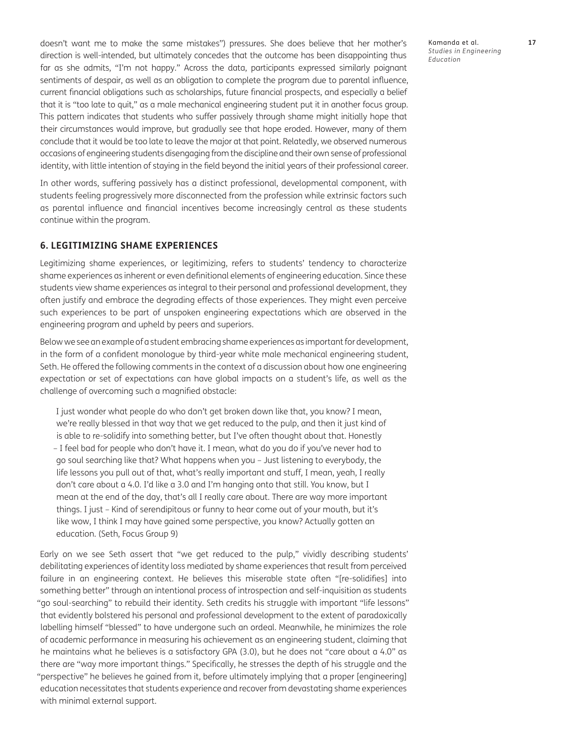doesn't want me to make the same mistakes") pressures. She does believe that her mother's direction is well-intended, but ultimately concedes that the outcome has been disappointing thus far as she admits, "I'm not happy." Across the data, participants expressed similarly poignant sentiments of despair, as well as an obligation to complete the program due to parental influence, current financial obligations such as scholarships, future financial prospects, and especially a belief that it is "too late to quit," as a male mechanical engineering student put it in another focus group. This pattern indicates that students who suffer passively through shame might initially hope that their circumstances would improve, but gradually see that hope eroded. However, many of them conclude that it would be too late to leave the major at that point. Relatedly, we observed numerous occasions of engineering students disengaging from the discipline and their own sense of professional identity, with little intention of staying in the field beyond the initial years of their professional career.

In other words, suffering passively has a distinct professional, developmental component, with students feeling progressively more disconnected from the profession while extrinsic factors such as parental influence and financial incentives become increasingly central as these students continue within the program.

## 6. LEGITIMIZING SHAME EXPERIENCES

Legitimizing shame experiences, or legitimizing, refers to students' tendency to characterize shame experiences as inherent or even definitional elements of engineering education. Since these students view shame experiences as integral to their personal and professional development, they often justify and embrace the degrading effects of those experiences. They might even perceive such experiences to be part of unspoken engineering expectations which are observed in the engineering program and upheld by peers and superiors.

Below we see an example of a student embracing shame experiences as important for development, in the form of a confident monologue by third-year white male mechanical engineering student, Seth. He offered the following comments in the context of a discussion about how one engineering expectation or set of expectations can have global impacts on a student's life, as well as the challenge of overcoming such a magnified obstacle:

> I just wonder what people do who don't get broken down like that, you know? I mean, we're really blessed in that way that we get reduced to the pulp, and then it just kind of is able to re-solidify into something better, but I've often thought about that. Honestly – I feel bad for people who don't have it. I mean, what do you do if you've never had to go soul searching like that? What happens when you – Just listening to everybody, the life lessons you pull out of that, what's really important and stuff, I mean, yeah, I really don't care about a 4.0. I'd like a 3.0 and I'm hanging onto that still. You know, but I mean at the end of the day, that's all I really care about. There are way more important things. I just – Kind of serendipitous or funny to hear come out of your mouth, but it's like wow, I think I may have gained some perspective, you know? Actually gotten an education. (Seth, Focus Group 9)

Early on we see Seth assert that "we get reduced to the pulp," vividly describing students' debilitating experiences of identity loss mediated by shame experiences that result from perceived failure in an engineering context. He believes this miserable state often "[re-solidifies] into something better" through an intentional process of introspection and self-inquisition as students "go soul-searching" to rebuild their identity. Seth credits his struggle with important "life lessons" that evidently bolstered his personal and professional development to the extent of paradoxically labelling himself "blessed" to have undergone such an ordeal. Meanwhile, he minimizes the role of academic performance in measuring his achievement as an engineering student, claiming that he maintains what he believes is a satisfactory GPA (3.0), but he does not "care about a 4.0" as there are "way more important things." Specifically, he stresses the depth of his struggle and the "perspective" he believes he gained from it, before ultimately implying that a proper [engineering] education necessitates that students experience and recover from devastating shame experiences with minimal external support.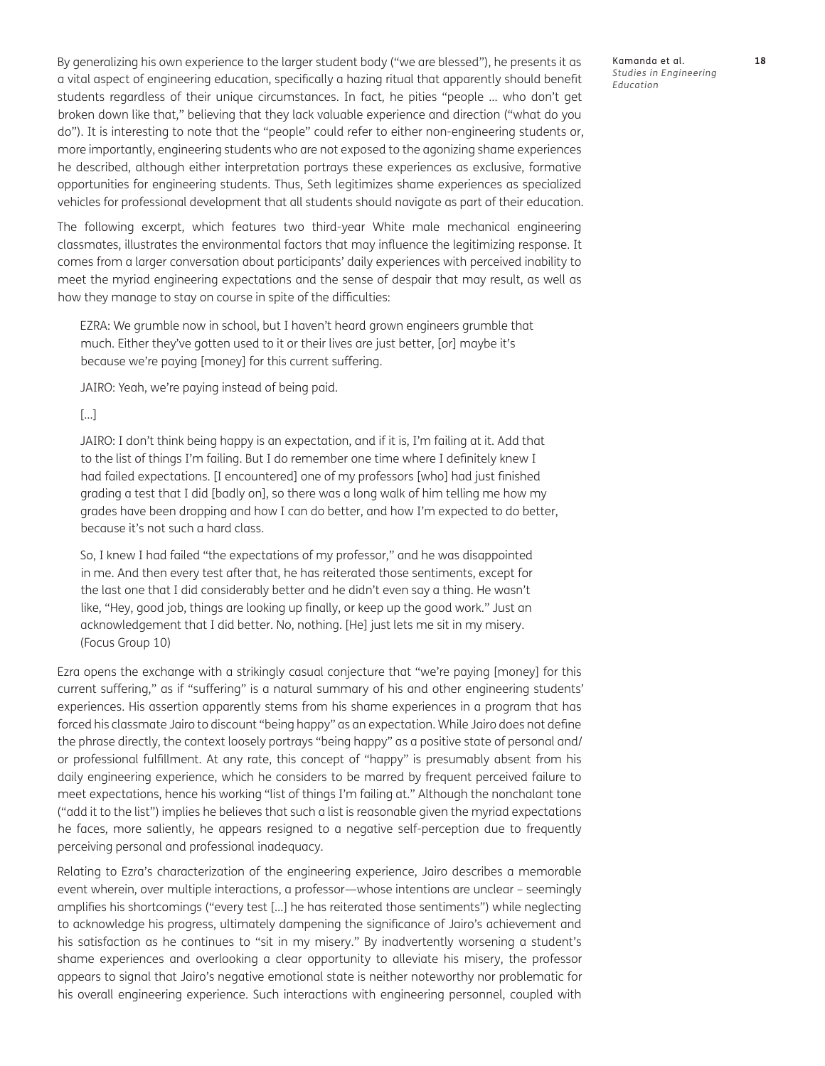By generalizing his own experience to the larger student body ("we are blessed"), he presents it as a vital aspect of engineering education, specifically a hazing ritual that apparently should benefit students regardless of their unique circumstances. In fact, he pities "people … who don't get broken down like that," believing that they lack valuable experience and direction ("what do you do"). It is interesting to note that the "people" could refer to either non-engineering students or, more importantly, engineering students who are not exposed to the agonizing shame experiences he described, although either interpretation portrays these experiences as exclusive, formative opportunities for engineering students. Thus, Seth legitimizes shame experiences as specialized vehicles for professional development that all students should navigate as part of their education.

The following excerpt, which features two third-year White male mechanical engineering classmates, illustrates the environmental factors that may influence the legitimizing response. It comes from a larger conversation about participants' daily experiences with perceived inability to meet the myriad engineering expectations and the sense of despair that may result, as well as how they manage to stay on course in spite of the difficulties:

> EZRA: We grumble now in school, but I haven't heard grown engineers grumble that much. Either they've gotten used to it or their lives are just better, [or] maybe it's because we're paying [money] for this current suffering.
>
> JAIRO: Yeah, we're paying instead of being paid.
>
> […]
>
> JAIRO: I don't think being happy is an expectation, and if it is, I'm failing at it. Add that to the list of things I'm failing. But I do remember one time where I definitely knew I had failed expectations. [I encountered] one of my professors [who] had just finished grading a test that I did [badly on], so there was a long walk of him telling me how my grades have been dropping and how I can do better, and how I'm expected to do better, because it's not such a hard class.
>
> So, I knew I had failed "the expectations of my professor," and he was disappointed in me. And then every test after that, he has reiterated those sentiments, except for the last one that I did considerably better and he didn't even say a thing. He wasn't like, "Hey, good job, things are looking up finally, or keep up the good work." Just an acknowledgement that I did better. No, nothing. [He] just lets me sit in my misery. (Focus Group 10)

Ezra opens the exchange with a strikingly casual conjecture that "we're paying [money] for this current suffering," as if "suffering" is a natural summary of his and other engineering students' experiences. His assertion apparently stems from his shame experiences in a program that has forced his classmate Jairo to discount "being happy" as an expectation. While Jairo does not define the phrase directly, the context loosely portrays "being happy" as a positive state of personal and/or professional fulfillment. At any rate, this concept of "happy" is presumably absent from his daily engineering experience, which he considers to be marred by frequent perceived failure to meet expectations, hence his working "list of things I'm failing at." Although the nonchalant tone ("add it to the list") implies he believes that such a list is reasonable given the myriad expectations he faces, more saliently, he appears resigned to a negative self-perception due to frequently perceiving personal and professional inadequacy.

Relating to Ezra's characterization of the engineering experience, Jairo describes a memorable event wherein, over multiple interactions, a professor—whose intentions are unclear – seemingly amplifies his shortcomings ("every test […] he has reiterated those sentiments") while neglecting to acknowledge his progress, ultimately dampening the significance of Jairo's achievement and his satisfaction as he continues to "sit in my misery." By inadvertently worsening a student's shame experiences and overlooking a clear opportunity to alleviate his misery, the professor appears to signal that Jairo's negative emotional state is neither noteworthy nor problematic for his overall engineering experience. Such interactions with engineering personnel, coupled with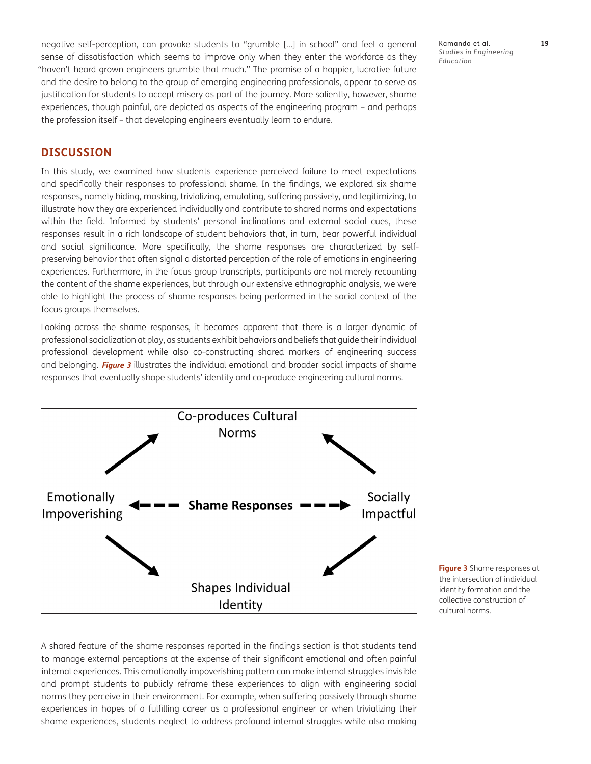negative self-perception, can provoke students to "grumble [...] in school" and feel a general sense of dissatisfaction which seems to improve only when they enter the workforce as they "haven't heard grown engineers grumble that much." The promise of a happier, lucrative future and the desire to belong to the group of emerging engineering professionals, appear to serve as justification for students to accept misery as part of the journey. More saliently, however, shame experiences, though painful, are depicted as aspects of the engineering program – and perhaps the profession itself – that developing engineers eventually learn to endure.

## DISCUSSION

In this study, we examined how students experience perceived failure to meet expectations and specifically their responses to professional shame. In the findings, we explored six shame responses, namely hiding, masking, trivializing, emulating, suffering passively, and legitimizing, to illustrate how they are experienced individually and contribute to shared norms and expectations within the field. Informed by students' personal inclinations and external social cues, these responses result in a rich landscape of student behaviors that, in turn, bear powerful individual and social significance. More specifically, the shame responses are characterized by self-preserving behavior that often signal a distorted perception of the role of emotions in engineering experiences. Furthermore, in the focus group transcripts, participants are not merely recounting the content of the shame experiences, but through our extensive ethnographic analysis, we were able to highlight the process of shame responses being performed in the social context of the focus groups themselves.

Looking across the shame responses, it becomes apparent that there is a larger dynamic of professional socialization at play, as students exhibit behaviors and beliefs that guide their individual professional development while also co-constructing shared markers of engineering success and belonging. ***Figure 3*** illustrates the individual emotional and broader social impacts of shame responses that eventually shape students' identity and co-produce engineering cultural norms.

Co-produces Cultural Norms

Emotionally Impoverishing ← **Shame Responses** → Socially Impactful

Shapes Individual Identity

**Figure 3** Shame responses at the intersection of individual identity formation and the collective construction of cultural norms.

A shared feature of the shame responses reported in the findings section is that students tend to manage external perceptions at the expense of their significant emotional and often painful internal experiences. This emotionally impoverishing pattern can make internal struggles invisible and prompt students to publicly reframe these experiences to align with engineering social norms they perceive in their environment. For example, when suffering passively through shame experiences in hopes of a fulfilling career as a professional engineer or when trivializing their shame experiences, students neglect to address profound internal struggles while also making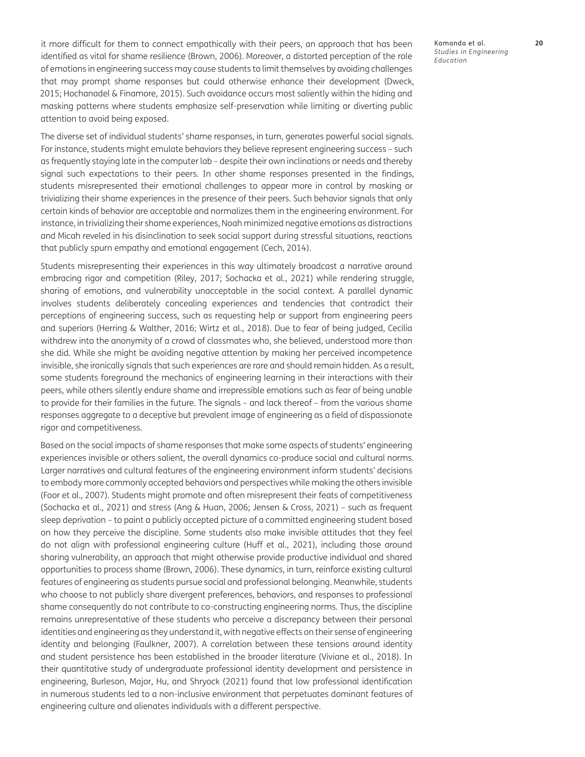it more difficult for them to connect empathically with their peers, an approach that has been identified as vital for shame resilience (Brown, 2006). Moreover, a distorted perception of the role of emotions in engineering success may cause students to limit themselves by avoiding challenges that may prompt shame responses but could otherwise enhance their development (Dweck, 2015; Hochanadel & Finamore, 2015). Such avoidance occurs most saliently within the hiding and masking patterns where students emphasize self-preservation while limiting or diverting public attention to avoid being exposed.

The diverse set of individual students' shame responses, in turn, generates powerful social signals. For instance, students might emulate behaviors they believe represent engineering success – such as frequently staying late in the computer lab – despite their own inclinations or needs and thereby signal such expectations to their peers. In other shame responses presented in the findings, students misrepresented their emotional challenges to appear more in control by masking or trivializing their shame experiences in the presence of their peers. Such behavior signals that only certain kinds of behavior are acceptable and normalizes them in the engineering environment. For instance, in trivializing their shame experiences, Noah minimized negative emotions as distractions and Micah reveled in his disinclination to seek social support during stressful situations, reactions that publicly spurn empathy and emotional engagement (Cech, 2014).

Students misrepresenting their experiences in this way ultimately broadcast a narrative around embracing rigor and competition (Riley, 2017; Sochacka et al., 2021) while rendering struggle, sharing of emotions, and vulnerability unacceptable in the social context. A parallel dynamic involves students deliberately concealing experiences and tendencies that contradict their perceptions of engineering success, such as requesting help or support from engineering peers and superiors (Herring & Walther, 2016; Wirtz et al., 2018). Due to fear of being judged, Cecilia withdrew into the anonymity of a crowd of classmates who, she believed, understood more than she did. While she might be avoiding negative attention by making her perceived incompetence invisible, she ironically signals that such experiences are rare and should remain hidden. As a result, some students foreground the mechanics of engineering learning in their interactions with their peers, while others silently endure shame and irrepressible emotions such as fear of being unable to provide for their families in the future. The signals – and lack thereof – from the various shame responses aggregate to a deceptive but prevalent image of engineering as a field of dispassionate rigor and competitiveness.

Based on the social impacts of shame responses that make some aspects of students' engineering experiences invisible or others salient, the overall dynamics co-produce social and cultural norms. Larger narratives and cultural features of the engineering environment inform students' decisions to embody more commonly accepted behaviors and perspectives while making the others invisible (Foor et al., 2007). Students might promote and often misrepresent their feats of competitiveness (Sochacka et al., 2021) and stress (Ang & Huan, 2006; Jensen & Cross, 2021) – such as frequent sleep deprivation – to paint a publicly accepted picture of a committed engineering student based on how they perceive the discipline. Some students also make invisible attitudes that they feel do not align with professional engineering culture (Huff et al., 2021), including those around sharing vulnerability, an approach that might otherwise provide productive individual and shared opportunities to process shame (Brown, 2006). These dynamics, in turn, reinforce existing cultural features of engineering as students pursue social and professional belonging. Meanwhile, students who choose to not publicly share divergent preferences, behaviors, and responses to professional shame consequently do not contribute to co-constructing engineering norms. Thus, the discipline remains unrepresentative of these students who perceive a discrepancy between their personal identities and engineering as they understand it, with negative effects on their sense of engineering identity and belonging (Faulkner, 2007). A correlation between these tensions around identity and student persistence has been established in the broader literature (Viviane et al., 2018). In their quantitative study of undergraduate professional identity development and persistence in engineering, Burleson, Major, Hu, and Shryock (2021) found that low professional identification in numerous students led to a non-inclusive environment that perpetuates dominant features of engineering culture and alienates individuals with a different perspective.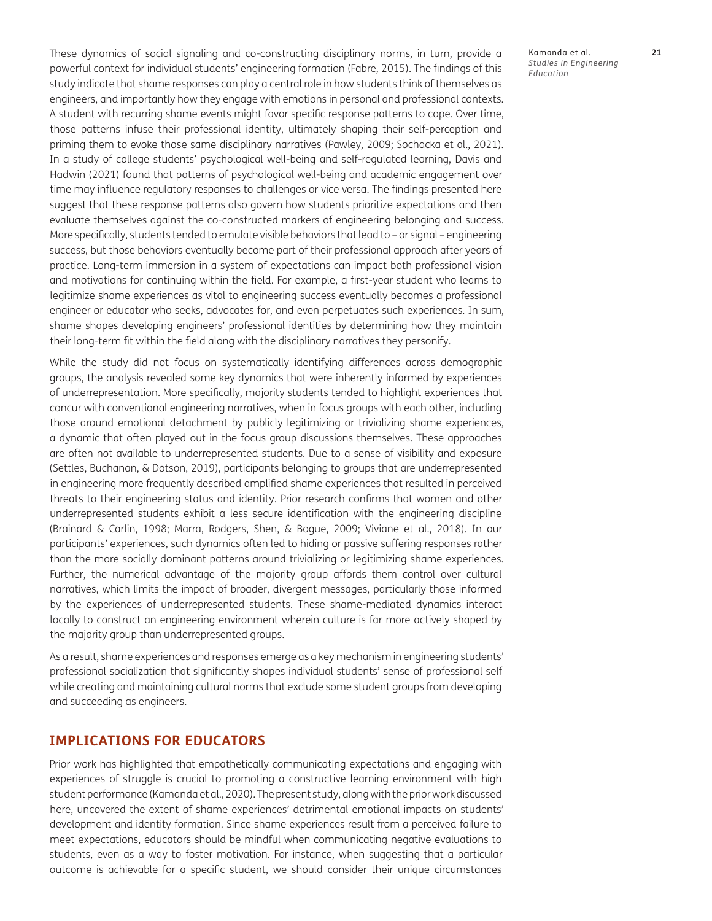These dynamics of social signaling and co-constructing disciplinary norms, in turn, provide a powerful context for individual students' engineering formation (Fabre, 2015). The findings of this study indicate that shame responses can play a central role in how students think of themselves as engineers, and importantly how they engage with emotions in personal and professional contexts. A student with recurring shame events might favor specific response patterns to cope. Over time, those patterns infuse their professional identity, ultimately shaping their self-perception and priming them to evoke those same disciplinary narratives (Pawley, 2009; Sochacka et al., 2021). In a study of college students' psychological well-being and self-regulated learning, Davis and Hadwin (2021) found that patterns of psychological well-being and academic engagement over time may influence regulatory responses to challenges or vice versa. The findings presented here suggest that these response patterns also govern how students prioritize expectations and then evaluate themselves against the co-constructed markers of engineering belonging and success. More specifically, students tended to emulate visible behaviors that lead to – or signal – engineering success, but those behaviors eventually become part of their professional approach after years of practice. Long-term immersion in a system of expectations can impact both professional vision and motivations for continuing within the field. For example, a first-year student who learns to legitimize shame experiences as vital to engineering success eventually becomes a professional engineer or educator who seeks, advocates for, and even perpetuates such experiences. In sum, shame shapes developing engineers' professional identities by determining how they maintain their long-term fit within the field along with the disciplinary narratives they personify.

While the study did not focus on systematically identifying differences across demographic groups, the analysis revealed some key dynamics that were inherently informed by experiences of underrepresentation. More specifically, majority students tended to highlight experiences that concur with conventional engineering narratives, when in focus groups with each other, including those around emotional detachment by publicly legitimizing or trivializing shame experiences, a dynamic that often played out in the focus group discussions themselves. These approaches are often not available to underrepresented students. Due to a sense of visibility and exposure (Settles, Buchanan, & Dotson, 2019), participants belonging to groups that are underrepresented in engineering more frequently described amplified shame experiences that resulted in perceived threats to their engineering status and identity. Prior research confirms that women and other underrepresented students exhibit a less secure identification with the engineering discipline (Brainard & Carlin, 1998; Marra, Rodgers, Shen, & Bogue, 2009; Viviane et al., 2018). In our participants' experiences, such dynamics often led to hiding or passive suffering responses rather than the more socially dominant patterns around trivializing or legitimizing shame experiences. Further, the numerical advantage of the majority group affords them control over cultural narratives, which limits the impact of broader, divergent messages, particularly those informed by the experiences of underrepresented students. These shame-mediated dynamics interact locally to construct an engineering environment wherein culture is far more actively shaped by the majority group than underrepresented groups.

As a result, shame experiences and responses emerge as a key mechanism in engineering students' professional socialization that significantly shapes individual students' sense of professional self while creating and maintaining cultural norms that exclude some student groups from developing and succeeding as engineers.

## IMPLICATIONS FOR EDUCATORS

Prior work has highlighted that empathetically communicating expectations and engaging with experiences of struggle is crucial to promoting a constructive learning environment with high student performance (Kamanda et al., 2020). The present study, along with the prior work discussed here, uncovered the extent of shame experiences' detrimental emotional impacts on students' development and identity formation. Since shame experiences result from a perceived failure to meet expectations, educators should be mindful when communicating negative evaluations to students, even as a way to foster motivation. For instance, when suggesting that a particular outcome is achievable for a specific student, we should consider their unique circumstances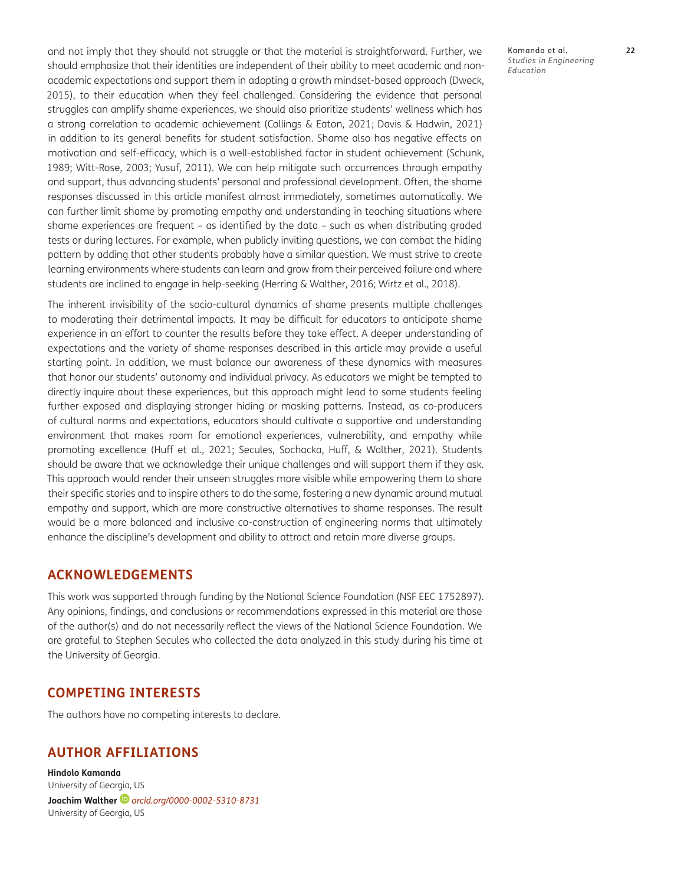and not imply that they should not struggle or that the material is straightforward. Further, we should emphasize that their identities are independent of their ability to meet academic and non-academic expectations and support them in adopting a growth mindset-based approach (Dweck, 2015), to their education when they feel challenged. Considering the evidence that personal struggles can amplify shame experiences, we should also prioritize students' wellness which has a strong correlation to academic achievement (Collings & Eaton, 2021; Davis & Hadwin, 2021) in addition to its general benefits for student satisfaction. Shame also has negative effects on motivation and self-efficacy, which is a well-established factor in student achievement (Schunk, 1989; Witt-Rose, 2003; Yusuf, 2011). We can help mitigate such occurrences through empathy and support, thus advancing students' personal and professional development. Often, the shame responses discussed in this article manifest almost immediately, sometimes automatically. We can further limit shame by promoting empathy and understanding in teaching situations where shame experiences are frequent – as identified by the data – such as when distributing graded tests or during lectures. For example, when publicly inviting questions, we can combat the hiding pattern by adding that other students probably have a similar question. We must strive to create learning environments where students can learn and grow from their perceived failure and where students are inclined to engage in help-seeking (Herring & Walther, 2016; Wirtz et al., 2018).

The inherent invisibility of the socio-cultural dynamics of shame presents multiple challenges to moderating their detrimental impacts. It may be difficult for educators to anticipate shame experience in an effort to counter the results before they take effect. A deeper understanding of expectations and the variety of shame responses described in this article may provide a useful starting point. In addition, we must balance our awareness of these dynamics with measures that honor our students' autonomy and individual privacy. As educators we might be tempted to directly inquire about these experiences, but this approach might lead to some students feeling further exposed and displaying stronger hiding or masking patterns. Instead, as co-producers of cultural norms and expectations, educators should cultivate a supportive and understanding environment that makes room for emotional experiences, vulnerability, and empathy while promoting excellence (Huff et al., 2021; Secules, Sochacka, Huff, & Walther, 2021). Students should be aware that we acknowledge their unique challenges and will support them if they ask. This approach would render their unseen struggles more visible while empowering them to share their specific stories and to inspire others to do the same, fostering a new dynamic around mutual empathy and support, which are more constructive alternatives to shame responses. The result would be a more balanced and inclusive co-construction of engineering norms that ultimately enhance the discipline's development and ability to attract and retain more diverse groups.

## ACKNOWLEDGEMENTS

This work was supported through funding by the National Science Foundation (NSF EEC 1752897). Any opinions, findings, and conclusions or recommendations expressed in this material are those of the author(s) and do not necessarily reflect the views of the National Science Foundation. We are grateful to Stephen Secules who collected the data analyzed in this study during his time at the University of Georgia.

## COMPETING INTERESTS

The authors have no competing interests to declare.

## AUTHOR AFFILIATIONS

**Hindolo Kamanda**
University of Georgia, US

**Joachim Walther** *orcid.org/0000-0002-5310-8731*
University of Georgia, US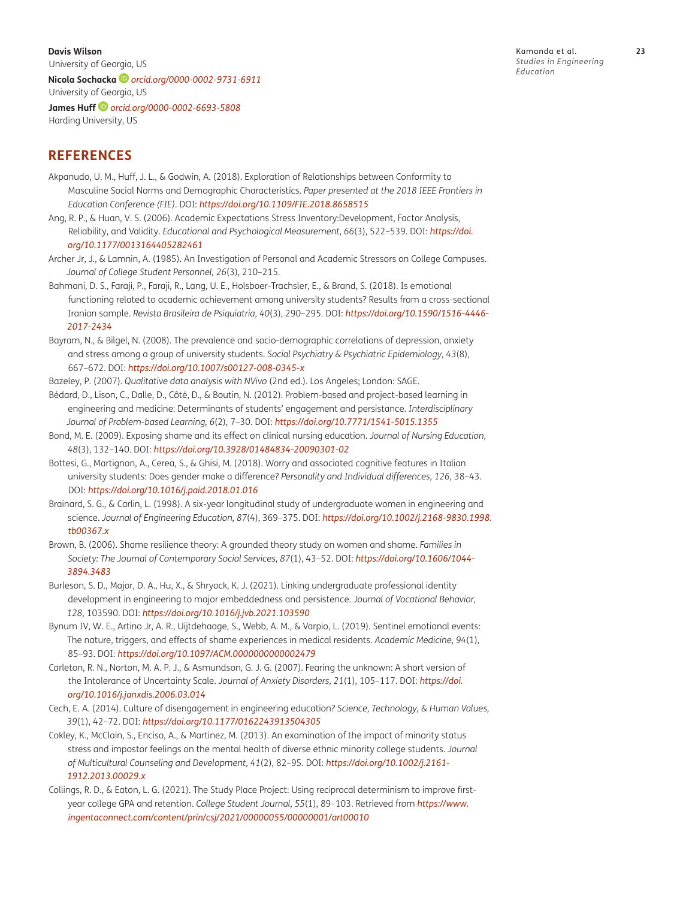**Davis Wilson**
University of Georgia, US

**Nicola Sochacka** *orcid.org/0000-0002-9731-6911*
University of Georgia, US

**James Huff** *orcid.org/0000-0002-6693-5808*
Harding University, US

## REFERENCES

Akpanudo, U. M., Huff, J. L., & Godwin, A. (2018). Exploration of Relationships between Conformity to Masculine Social Norms and Demographic Characteristics. *Paper presented at the 2018 IEEE Frontiers in Education Conference (FIE)*. DOI: *https://doi.org/10.1109/FIE.2018.8658515*

Ang, R. P., & Huan, V. S. (2006). Academic Expectations Stress Inventory:Development, Factor Analysis, Reliability, and Validity. *Educational and Psychological Measurement, 66*(3), 522–539. DOI: *https://doi.org/10.1177/0013164405282461*

Archer Jr, J., & Lamnin, A. (1985). An Investigation of Personal and Academic Stressors on College Campuses. *Journal of College Student Personnel, 26*(3), 210–215.

Bahmani, D. S., Faraji, P., Faraji, R., Lang, U. E., Holsboer-Trachsler, E., & Brand, S. (2018). Is emotional functioning related to academic achievement among university students? Results from a cross-sectional Iranian sample. *Revista Brasileira de Psiquiatria, 40*(3), 290–295. DOI: *https://doi.org/10.1590/1516-4446-2017-2434*

Bayram, N., & Bilgel, N. (2008). The prevalence and socio-demographic correlations of depression, anxiety and stress among a group of university students. *Social Psychiatry & Psychiatric Epidemiology, 43*(8), 667–672. DOI: *https://doi.org/10.1007/s00127-008-0345-x*

Bazeley, P. (2007). *Qualitative data analysis with NVivo* (2nd ed.). Los Angeles; London: SAGE.

Bédard, D., Lison, C., Dalle, D., Côté, D., & Boutin, N. (2012). Problem-based and project-based learning in engineering and medicine: Determinants of students' engagement and persistance. *Interdisciplinary Journal of Problem-based Learning, 6*(2), 7–30. DOI: *https://doi.org/10.7771/1541-5015.1355*

Bond, M. E. (2009). Exposing shame and its effect on clinical nursing education. *Journal of Nursing Education, 48*(3), 132–140. DOI: *https://doi.org/10.3928/01484834-20090301-02*

Bottesi, G., Martignon, A., Cerea, S., & Ghisi, M. (2018). Worry and associated cognitive features in Italian university students: Does gender make a difference? *Personality and Individual differences, 126*, 38–43. DOI: *https://doi.org/10.1016/j.paid.2018.01.016*

Brainard, S. G., & Carlin, L. (1998). A six-year longitudinal study of undergraduate women in engineering and science. *Journal of Engineering Education, 87*(4), 369–375. DOI: *https://doi.org/10.1002/j.2168-9830.1998.tb00367.x*

Brown, B. (2006). Shame resilience theory: A grounded theory study on women and shame. *Families in Society: The Journal of Contemporary Social Services, 87*(1), 43–52. DOI: *https://doi.org/10.1606/1044-3894.3483*

Burleson, S. D., Major, D. A., Hu, X., & Shryock, K. J. (2021). Linking undergraduate professional identity development in engineering to major embeddedness and persistence. *Journal of Vocational Behavior, 128*, 103590. DOI: *https://doi.org/10.1016/j.jvb.2021.103590*

Bynum IV, W. E., Artino Jr, A. R., Uijtdehaage, S., Webb, A. M., & Varpio, L. (2019). Sentinel emotional events: The nature, triggers, and effects of shame experiences in medical residents. *Academic Medicine, 94*(1), 85–93. DOI: *https://doi.org/10.1097/ACM.0000000000002479*

Carleton, R. N., Norton, M. A. P. J., & Asmundson, G. J. G. (2007). Fearing the unknown: A short version of the Intolerance of Uncertainty Scale. *Journal of Anxiety Disorders, 21*(1), 105–117. DOI: *https://doi.org/10.1016/j.janxdis.2006.03.014*

Cech, E. A. (2014). Culture of disengagement in engineering education? *Science, Technology, & Human Values, 39*(1), 42–72. DOI: *https://doi.org/10.1177/0162243913504305*

Cokley, K., McClain, S., Enciso, A., & Martinez, M. (2013). An examination of the impact of minority status stress and impostor feelings on the mental health of diverse ethnic minority college students. *Journal of Multicultural Counseling and Development, 41*(2), 82–95. DOI: *https://doi.org/10.1002/j.2161-1912.2013.00029.x*

Collings, R. D., & Eaton, L. G. (2021). The Study Place Project: Using reciprocal determinism to improve first-year college GPA and retention. *College Student Journal, 55*(1), 89–103. Retrieved from *https://www.ingentaconnect.com/content/prin/csj/2021/00000055/00000001/art00010*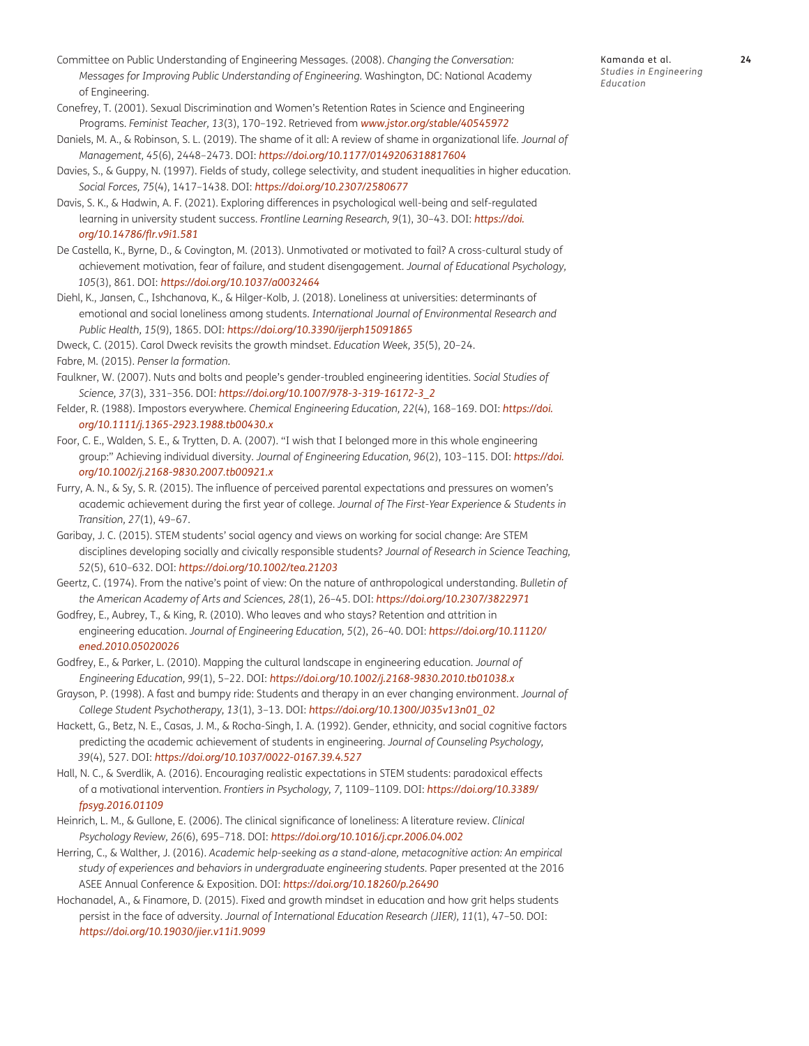Committee on Public Understanding of Engineering Messages. (2008). *Changing the Conversation: Messages for Improving Public Understanding of Engineering*. Washington, DC: National Academy of Engineering.

Conefrey, T. (2001). Sexual Discrimination and Women's Retention Rates in Science and Engineering Programs. *Feminist Teacher, 13*(3), 170–192. Retrieved from *www.jstor.org/stable/40545972*

Daniels, M. A., & Robinson, S. L. (2019). The shame of it all: A review of shame in organizational life. *Journal of Management, 45*(6), 2448–2473. DOI: *https://doi.org/10.1177/0149206318817604*

Davies, S., & Guppy, N. (1997). Fields of study, college selectivity, and student inequalities in higher education. *Social Forces, 75*(4), 1417–1438. DOI: *https://doi.org/10.2307/2580677*

Davis, S. K., & Hadwin, A. F. (2021). Exploring differences in psychological well-being and self-regulated learning in university student success. *Frontline Learning Research, 9*(1), 30–43. DOI: *https://doi.org/10.14786/flr.v9i1.581*

De Castella, K., Byrne, D., & Covington, M. (2013). Unmotivated or motivated to fail? A cross-cultural study of achievement motivation, fear of failure, and student disengagement. *Journal of Educational Psychology, 105*(3), 861. DOI: *https://doi.org/10.1037/a0032464*

Diehl, K., Jansen, C., Ishchanova, K., & Hilger-Kolb, J. (2018). Loneliness at universities: determinants of emotional and social loneliness among students. *International Journal of Environmental Research and Public Health, 15*(9), 1865. DOI: *https://doi.org/10.3390/ijerph15091865*

Dweck, C. (2015). Carol Dweck revisits the growth mindset. *Education Week, 35*(5), 20–24.

Fabre, M. (2015). *Penser la formation*.

Faulkner, W. (2007). Nuts and bolts and people's gender-troubled engineering identities. *Social Studies of Science, 37*(3), 331–356. DOI: *https://doi.org/10.1007/978-3-319-16172-3_2*

Felder, R. (1988). Impostors everywhere. *Chemical Engineering Education, 22*(4), 168–169. DOI: *https://doi.org/10.1111/j.1365-2923.1988.tb00430.x*

Foor, C. E., Walden, S. E., & Trytten, D. A. (2007). "I wish that I belonged more in this whole engineering group:" Achieving individual diversity. *Journal of Engineering Education, 96*(2), 103–115. DOI: *https://doi.org/10.1002/j.2168-9830.2007.tb00921.x*

Furry, A. N., & Sy, S. R. (2015). The influence of perceived parental expectations and pressures on women's academic achievement during the first year of college. *Journal of The First-Year Experience & Students in Transition, 27*(1), 49–67.

Garibay, J. C. (2015). STEM students' social agency and views on working for social change: Are STEM disciplines developing socially and civically responsible students? *Journal of Research in Science Teaching, 52*(5), 610–632. DOI: *https://doi.org/10.1002/tea.21203*

Geertz, C. (1974). From the native's point of view: On the nature of anthropological understanding. *Bulletin of the American Academy of Arts and Sciences, 28*(1), 26–45. DOI: *https://doi.org/10.2307/3822971*

Godfrey, E., Aubrey, T., & King, R. (2010). Who leaves and who stays? Retention and attrition in engineering education. *Journal of Engineering Education, 5*(2), 26–40. DOI: *https://doi.org/10.11120/ened.2010.05020026*

Godfrey, E., & Parker, L. (2010). Mapping the cultural landscape in engineering education. *Journal of Engineering Education, 99*(1), 5–22. DOI: *https://doi.org/10.1002/j.2168-9830.2010.tb01038.x*

Grayson, P. (1998). A fast and bumpy ride: Students and therapy in an ever changing environment. *Journal of College Student Psychotherapy, 13*(1), 3–13. DOI: *https://doi.org/10.1300/J035v13n01_02*

Hackett, G., Betz, N. E., Casas, J. M., & Rocha-Singh, I. A. (1992). Gender, ethnicity, and social cognitive factors predicting the academic achievement of students in engineering. *Journal of Counseling Psychology, 39*(4), 527. DOI: *https://doi.org/10.1037/0022-0167.39.4.527*

Hall, N. C., & Sverdlik, A. (2016). Encouraging realistic expectations in STEM students: paradoxical effects of a motivational intervention. *Frontiers in Psychology, 7*, 1109–1109. DOI: *https://doi.org/10.3389/fpsyg.2016.01109*

Heinrich, L. M., & Gullone, E. (2006). The clinical significance of loneliness: A literature review. *Clinical Psychology Review, 26*(6), 695–718. DOI: *https://doi.org/10.1016/j.cpr.2006.04.002*

Herring, C., & Walther, J. (2016). *Academic help-seeking as a stand-alone, metacognitive action: An empirical study of experiences and behaviors in undergraduate engineering students*. Paper presented at the 2016 ASEE Annual Conference & Exposition. DOI: *https://doi.org/10.18260/p.26490*

Hochanadel, A., & Finamore, D. (2015). Fixed and growth mindset in education and how grit helps students persist in the face of adversity. *Journal of International Education Research (JIER), 11*(1), 47–50. DOI: *https://doi.org/10.19030/jier.v11i1.9099*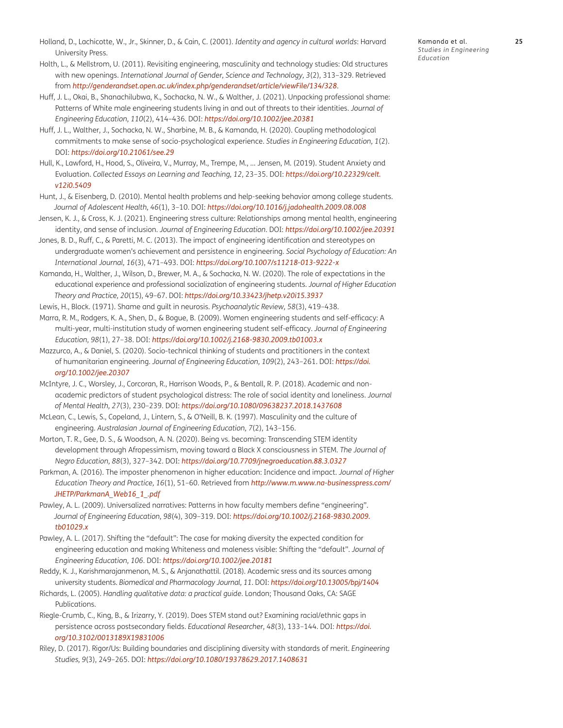Holland, D., Lachicotte, W., Jr., Skinner, D., & Cain, C. (2001). *Identity and agency in cultural worlds*: Harvard University Press.

Holth, L., & Mellstrom, U. (2011). Revisiting engineering, masculinity and technology studies: Old structures with new openings. *International Journal of Gender, Science and Technology, 3*(2), 313–329. Retrieved from *http://genderandset.open.ac.uk/index.php/genderandset/article/viewFile/134/328*.

Huff, J. L., Okai, B., Shanachilubwa, K., Sochacka, N. W., & Walther, J. (2021). Unpacking professional shame: Patterns of White male engineering students living in and out of threats to their identities. *Journal of Engineering Education, 110*(2), 414–436. DOI: *https://doi.org/10.1002/jee.20381*

Huff, J. L., Walther, J., Sochacka, N. W., Sharbine, M. B., & Kamanda, H. (2020). Coupling methodological commitments to make sense of socio-psychological experience. *Studies in Engineering Education, 1*(2). DOI: *https://doi.org/10.21061/see.29*

Hull, K., Lawford, H., Hood, S., Oliveira, V., Murray, M., Trempe, M., ... Jensen, M. (2019). Student Anxiety and Evaluation. *Collected Essays on Learning and Teaching, 12*, 23–35. DOI: *https://doi.org/10.22329/celt.v12i0.5409*

Hunt, J., & Eisenberg, D. (2010). Mental health problems and help-seeking behavior among college students. *Journal of Adolescent Health, 46*(1), 3–10. DOI: *https://doi.org/10.1016/j.jadohealth.2009.08.008*

Jensen, K. J., & Cross, K. J. (2021). Engineering stress culture: Relationships among mental health, engineering identity, and sense of inclusion. *Journal of Engineering Education*. DOI: *https://doi.org/10.1002/jee.20391*

Jones, B. D., Ruff, C., & Paretti, M. C. (2013). The impact of engineering identification and stereotypes on undergraduate women's achievement and persistence in engineering. *Social Psychology of Education: An International Journal, 16*(3), 471–493. DOI: *https://doi.org/10.1007/s11218-013-9222-x*

Kamanda, H., Walther, J., Wilson, D., Brewer, M. A., & Sochacka, N. W. (2020). The role of expectations in the educational experience and professional socialization of engineering students. *Journal of Higher Education Theory and Practice, 20*(15), 49–67. DOI: *https://doi.org/10.33423/jhetp.v20i15.3937*

Lewis, H., Block. (1971). Shame and guilt in neurosis. *Psychoanalytic Review, 58*(3), 419–438.

Marra, R. M., Rodgers, K. A., Shen, D., & Bogue, B. (2009). Women engineering students and self-efficacy: A multi-year, multi-institution study of women engineering student self-efficacy. *Journal of Engineering Education, 98*(1), 27–38. DOI: *https://doi.org/10.1002/j.2168-9830.2009.tb01003.x*

Mazzurco, A., & Daniel, S. (2020). Socio-technical thinking of students and practitioners in the context of humanitarian engineering. *Journal of Engineering Education, 109*(2), 243–261. DOI: *https://doi.org/10.1002/jee.20307*

McIntyre, J. C., Worsley, J., Corcoran, R., Harrison Woods, P., & Bentall, R. P. (2018). Academic and non-academic predictors of student psychological distress: The role of social identity and loneliness. *Journal of Mental Health, 27*(3), 230–239. DOI: *https://doi.org/10.1080/09638237.2018.1437608*

McLean, C., Lewis, S., Copeland, J., Lintern, S., & O'Neill, B. K. (1997). Masculinity and the culture of engineering. *Australasian Journal of Engineering Education, 7*(2), 143–156.

Morton, T. R., Gee, D. S., & Woodson, A. N. (2020). Being vs. becoming: Transcending STEM identity development through Afropessimism, moving toward a Black X consciousness in STEM. *The Journal of Negro Education, 88*(3), 327–342. DOI: *https://doi.org/10.7709/jnegroeducation.88.3.0327*

Parkman, A. (2016). The imposter phenomenon in higher education: Incidence and impact. *Journal of Higher Education Theory and Practice, 16*(1), 51–60. Retrieved from *http://www.m.www.na-businesspress.com/JHETP/ParkmanA_Web16_1_.pdf*

Pawley, A. L. (2009). Universalized narratives: Patterns in how faculty members define "engineering". *Journal of Engineering Education, 98*(4), 309–319. DOI: *https://doi.org/10.1002/j.2168-9830.2009.tb01029.x*

Pawley, A. L. (2017). Shifting the "default": The case for making diversity the expected condition for engineering education and making Whiteness and maleness visible: Shifting the "default". *Journal of Engineering Education, 106*. DOI: *https://doi.org/10.1002/jee.20181*

Reddy, K. J., Karishmarajanmenon, M. S., & Anjanathattil. (2018). Academic sress and its sources among university students. *Biomedical and Pharmacology Journal, 11*. DOI: *https://doi.org/10.13005/bpj/1404*

Richards, L. (2005). *Handling qualitative data: a practical guide*. London; Thousand Oaks, CA: SAGE Publications.

Riegle-Crumb, C., King, B., & Irizarry, Y. (2019). Does STEM stand out? Examining racial/ethnic gaps in persistence across postsecondary fields. *Educational Researcher, 48*(3), 133–144. DOI: *https://doi.org/10.3102/0013189X19831006*

Riley, D. (2017). Rigor/Us: Building boundaries and disciplining diversity with standards of merit. *Engineering Studies, 9*(3), 249–265. DOI: *https://doi.org/10.1080/19378629.2017.1408631*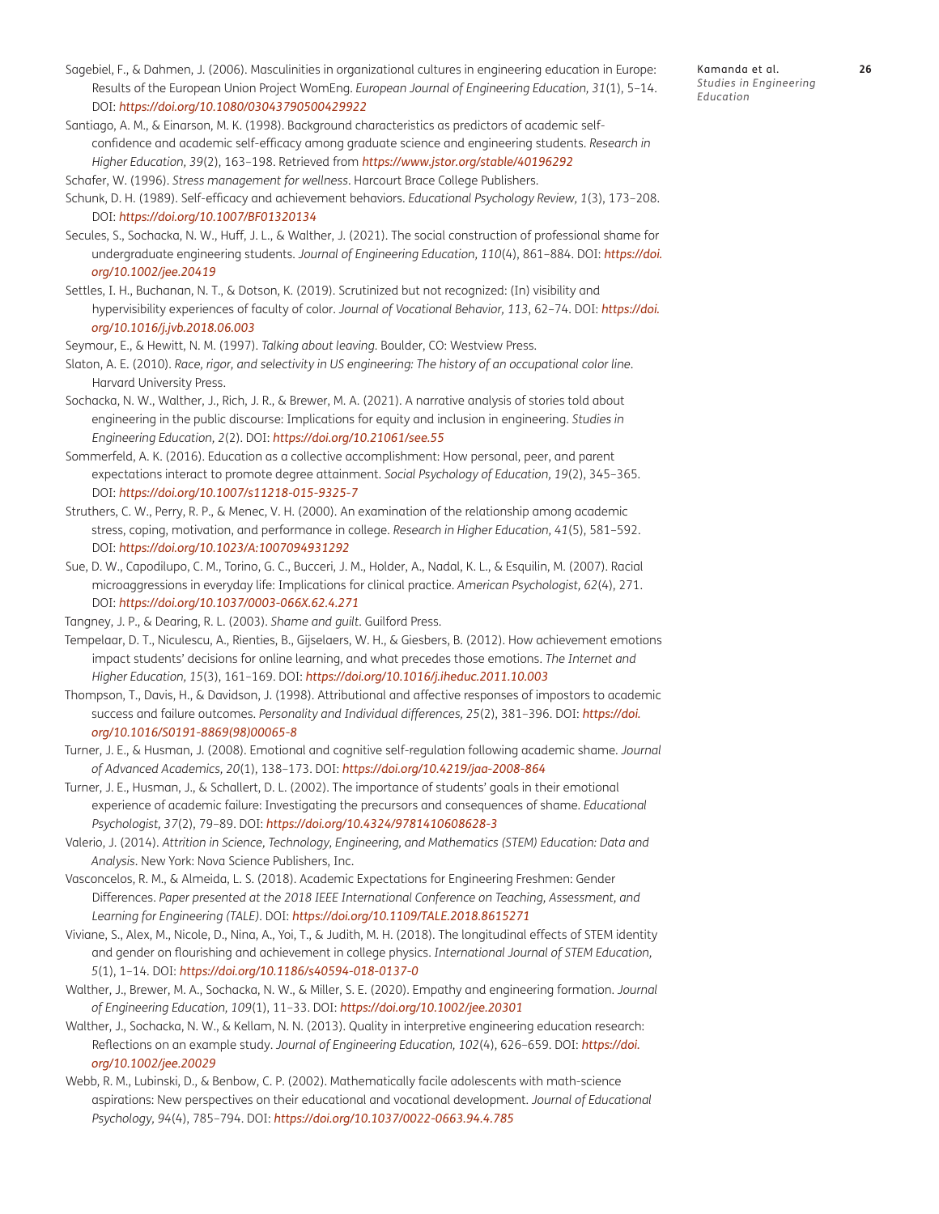Sagebiel, F., & Dahmen, J. (2006). Masculinities in organizational cultures in engineering education in Europe: Results of the European Union Project WomEng. *European Journal of Engineering Education, 31*(1), 5–14. DOI: *https://doi.org/10.1080/03043790500429922*

Santiago, A. M., & Einarson, M. K. (1998). Background characteristics as predictors of academic self-confidence and academic self-efficacy among graduate science and engineering students. *Research in Higher Education, 39*(2), 163–198. Retrieved from *https://www.jstor.org/stable/40196292*

Schafer, W. (1996). *Stress management for wellness*. Harcourt Brace College Publishers.

Schunk, D. H. (1989). Self-efficacy and achievement behaviors. *Educational Psychology Review, 1*(3), 173–208. DOI: *https://doi.org/10.1007/BF01320134*

Secules, S., Sochacka, N. W., Huff, J. L., & Walther, J. (2021). The social construction of professional shame for undergraduate engineering students. *Journal of Engineering Education, 110*(4), 861–884. DOI: *https://doi.org/10.1002/jee.20419*

Settles, I. H., Buchanan, N. T., & Dotson, K. (2019). Scrutinized but not recognized: (In) visibility and hypervisibility experiences of faculty of color. *Journal of Vocational Behavior, 113*, 62–74. DOI: *https://doi.org/10.1016/j.jvb.2018.06.003*

Seymour, E., & Hewitt, N. M. (1997). *Talking about leaving*. Boulder, CO: Westview Press.

Slaton, A. E. (2010). *Race, rigor, and selectivity in US engineering: The history of an occupational color line*. Harvard University Press.

Sochacka, N. W., Walther, J., Rich, J. R., & Brewer, M. A. (2021). A narrative analysis of stories told about engineering in the public discourse: Implications for equity and inclusion in engineering. *Studies in Engineering Education, 2*(2). DOI: *https://doi.org/10.21061/see.55*

Sommerfeld, A. K. (2016). Education as a collective accomplishment: How personal, peer, and parent expectations interact to promote degree attainment. *Social Psychology of Education, 19*(2), 345–365. DOI: *https://doi.org/10.1007/s11218-015-9325-7*

Struthers, C. W., Perry, R. P., & Menec, V. H. (2000). An examination of the relationship among academic stress, coping, motivation, and performance in college. *Research in Higher Education, 41*(5), 581–592. DOI: *https://doi.org/10.1023/A:1007094931292*

Sue, D. W., Capodilupo, C. M., Torino, G. C., Bucceri, J. M., Holder, A., Nadal, K. L., & Esquilin, M. (2007). Racial microaggressions in everyday life: Implications for clinical practice. *American Psychologist, 62*(4), 271. DOI: *https://doi.org/10.1037/0003-066X.62.4.271*

Tangney, J. P., & Dearing, R. L. (2003). *Shame and guilt*. Guilford Press.

Tempelaar, D. T., Niculescu, A., Rienties, B., Gijselaers, W. H., & Giesbers, B. (2012). How achievement emotions impact students' decisions for online learning, and what precedes those emotions. *The Internet and Higher Education, 15*(3), 161–169. DOI: *https://doi.org/10.1016/j.iheduc.2011.10.003*

Thompson, T., Davis, H., & Davidson, J. (1998). Attributional and affective responses of impostors to academic success and failure outcomes. *Personality and Individual differences, 25*(2), 381–396. DOI: *https://doi.org/10.1016/S0191-8869(98)00065-8*

Turner, J. E., & Husman, J. (2008). Emotional and cognitive self-regulation following academic shame. *Journal of Advanced Academics, 20*(1), 138–173. DOI: *https://doi.org/10.4219/jaa-2008-864*

Turner, J. E., Husman, J., & Schallert, D. L. (2002). The importance of students' goals in their emotional experience of academic failure: Investigating the precursors and consequences of shame. *Educational Psychologist, 37*(2), 79–89. DOI: *https://doi.org/10.4324/9781410608628-3*

Valerio, J. (2014). *Attrition in Science, Technology, Engineering, and Mathematics (STEM) Education: Data and Analysis*. New York: Nova Science Publishers, Inc.

Vasconcelos, R. M., & Almeida, L. S. (2018). Academic Expectations for Engineering Freshmen: Gender Differences. *Paper presented at the 2018 IEEE International Conference on Teaching, Assessment, and Learning for Engineering (TALE)*. DOI: *https://doi.org/10.1109/TALE.2018.8615271*

Viviane, S., Alex, M., Nicole, D., Nina, A., Yoi, T., & Judith, M. H. (2018). The longitudinal effects of STEM identity and gender on flourishing and achievement in college physics. *International Journal of STEM Education, 5*(1), 1–14. DOI: *https://doi.org/10.1186/s40594-018-0137-0*

Walther, J., Brewer, M. A., Sochacka, N. W., & Miller, S. E. (2020). Empathy and engineering formation. *Journal of Engineering Education, 109*(1), 11–33. DOI: *https://doi.org/10.1002/jee.20301*

Walther, J., Sochacka, N. W., & Kellam, N. N. (2013). Quality in interpretive engineering education research: Reflections on an example study. *Journal of Engineering Education, 102*(4), 626–659. DOI: *https://doi.org/10.1002/jee.20029*

Webb, R. M., Lubinski, D., & Benbow, C. P. (2002). Mathematically facile adolescents with math-science aspirations: New perspectives on their educational and vocational development. *Journal of Educational Psychology, 94*(4), 785–794. DOI: *https://doi.org/10.1037/0022-0663.94.4.785*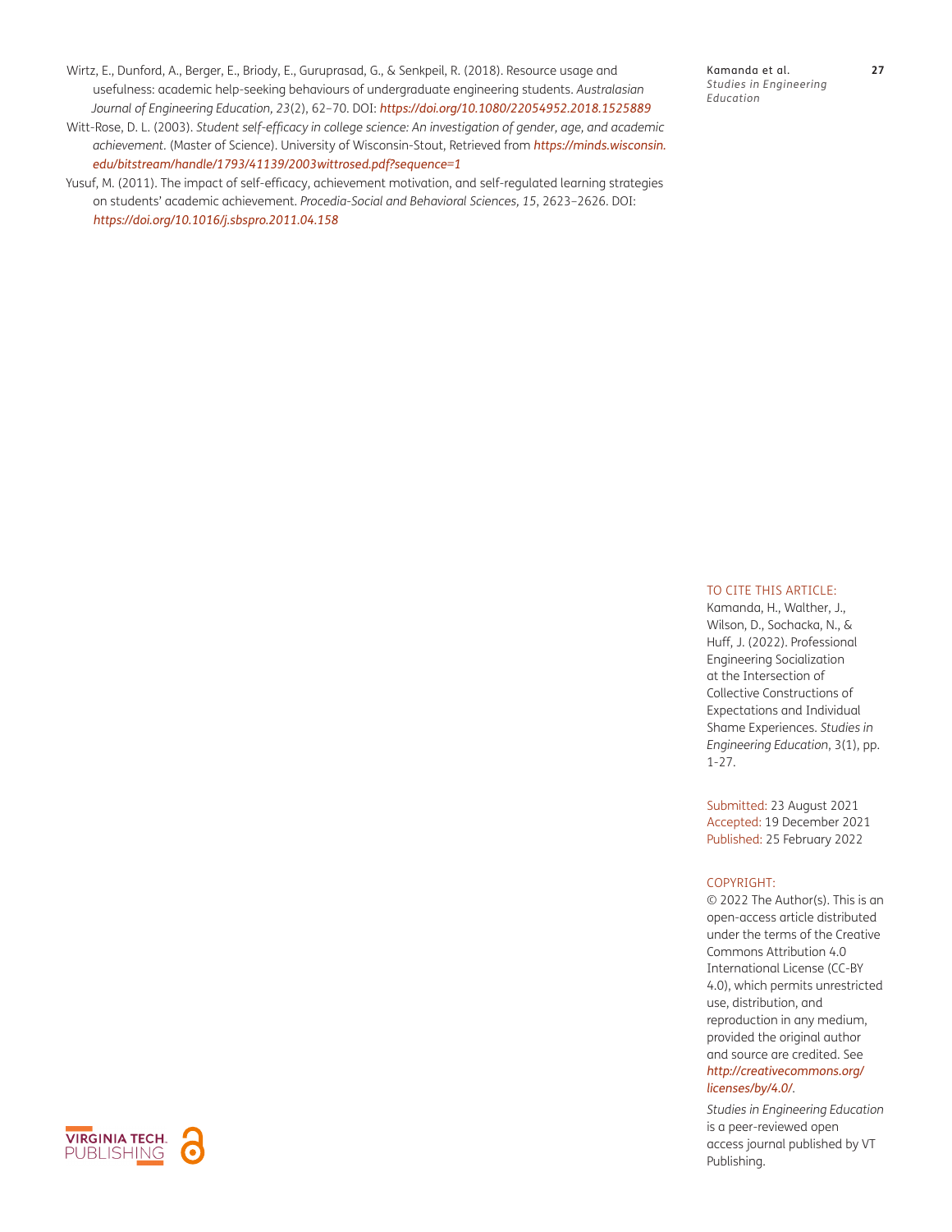Wirtz, E., Dunford, A., Berger, E., Briody, E., Guruprasad, G., & Senkpeil, R. (2018). Resource usage and usefulness: academic help-seeking behaviours of undergraduate engineering students. *Australasian Journal of Engineering Education, 23*(2), 62–70. DOI: *https://doi.org/10.1080/22054952.2018.1525889*

Witt-Rose, D. L. (2003). *Student self-efficacy in college science: An investigation of gender, age, and academic achievement.* (Master of Science). University of Wisconsin-Stout, Retrieved from *https://minds.wisconsin.edu/bitstream/handle/1793/41139/2003wittrosed.pdf?sequence=1*

Yusuf, M. (2011). The impact of self-efficacy, achievement motivation, and self-regulated learning strategies on students' academic achievement. *Procedia-Social and Behavioral Sciences, 15*, 2623–2626. DOI: *https://doi.org/10.1016/j.sbspro.2011.04.158*

TO CITE THIS ARTICLE:
Kamanda, H., Walther, J., Wilson, D., Sochacka, N., & Huff, J. (2022). Professional Engineering Socialization at the Intersection of Collective Constructions of Expectations and Individual Shame Experiences. *Studies in Engineering Education*, 3(1), pp. 1-27.

Submitted: 23 August 2021
Accepted: 19 December 2021
Published: 25 February 2022

COPYRIGHT:
© 2022 The Author(s). This is an open-access article distributed under the terms of the Creative Commons Attribution 4.0 International License (CC-BY 4.0), which permits unrestricted use, distribution, and reproduction in any medium, provided the original author and source are credited. See *http://creativecommons.org/licenses/by/4.0/*.

*Studies in Engineering Education* is a peer-reviewed open access journal published by VT Publishing.